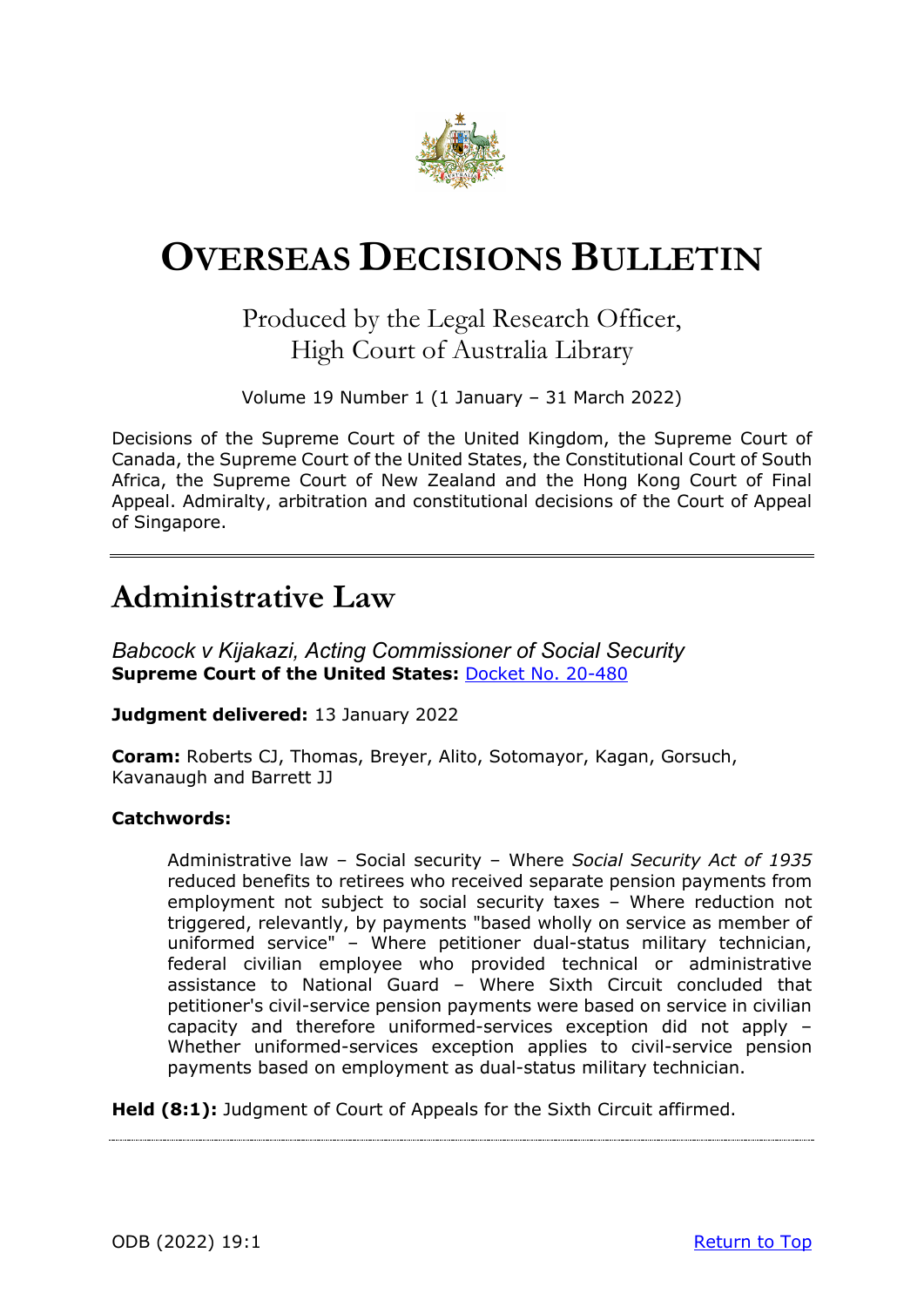# OVERSEAS DECISIONS BULLETIN

Produced by the Legal Research Officer,
High Court of Australia Library

Volume 19 Number 1 (1 January – 31 March 2022)

Decisions of the Supreme Court of the United Kingdom, the Supreme Court of Canada, the Supreme Court of the United States, the Constitutional Court of South Africa, the Supreme Court of New Zealand and the Hong Kong Court of Final Appeal. Admiralty, arbitration and constitutional decisions of the Court of Appeal of Singapore.

---

## Administrative Law

### *Babcock v Kijakazi, Acting Commissioner of Social Security*

**Supreme Court of the United States:** Docket No. 20-480

**Judgment delivered:** 13 January 2022

**Coram:** Roberts CJ, Thomas, Breyer, Alito, Sotomayor, Kagan, Gorsuch, Kavanaugh and Barrett JJ

**Catchwords:**

> Administrative law – Social security – Where *Social Security Act of 1935* reduced benefits to retirees who received separate pension payments from employment not subject to social security taxes – Where reduction not triggered, relevantly, by payments "based wholly on service as member of uniformed service" – Where petitioner dual-status military technician, federal civilian employee who provided technical or administrative assistance to National Guard – Where Sixth Circuit concluded that petitioner's civil-service pension payments were based on service in civilian capacity and therefore uniformed-services exception did not apply – Whether uniformed-services exception applies to civil-service pension payments based on employment as dual-status military technician.

**Held (8:1):** Judgment of Court of Appeals for the Sixth Circuit affirmed.

---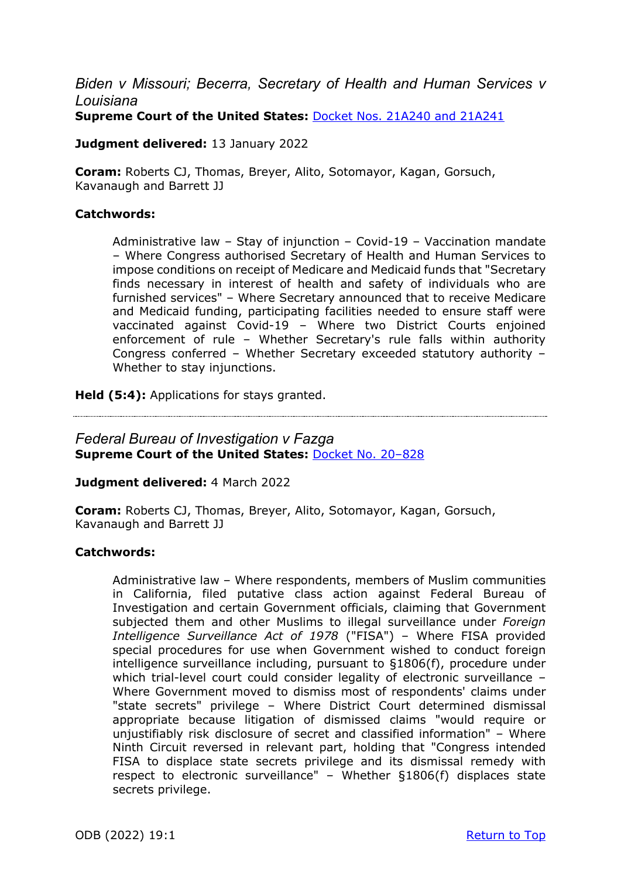*Biden v Missouri; Becerra, Secretary of Health and Human Services v Louisiana*
**Supreme Court of the United States:** [Docket Nos. 21A240 and 21A241]

**Judgment delivered:** 13 January 2022

**Coram:** Roberts CJ, Thomas, Breyer, Alito, Sotomayor, Kagan, Gorsuch, Kavanaugh and Barrett JJ

**Catchwords:**

> Administrative law – Stay of injunction – Covid-19 – Vaccination mandate – Where Congress authorised Secretary of Health and Human Services to impose conditions on receipt of Medicare and Medicaid funds that "Secretary finds necessary in interest of health and safety of individuals who are furnished services" – Where Secretary announced that to receive Medicare and Medicaid funding, participating facilities needed to ensure staff were vaccinated against Covid-19 – Where two District Courts enjoined enforcement of rule – Whether Secretary's rule falls within authority Congress conferred – Whether Secretary exceeded statutory authority – Whether to stay injunctions.

**Held (5:4):** Applications for stays granted.

---

*Federal Bureau of Investigation v Fazga*
**Supreme Court of the United States:** [Docket No. 20–828]

**Judgment delivered:** 4 March 2022

**Coram:** Roberts CJ, Thomas, Breyer, Alito, Sotomayor, Kagan, Gorsuch, Kavanaugh and Barrett JJ

**Catchwords:**

> Administrative law – Where respondents, members of Muslim communities in California, filed putative class action against Federal Bureau of Investigation and certain Government officials, claiming that Government subjected them and other Muslims to illegal surveillance under *Foreign Intelligence Surveillance Act of 1978* ("FISA") – Where FISA provided special procedures for use when Government wished to conduct foreign intelligence surveillance including, pursuant to §1806(f), procedure under which trial-level court could consider legality of electronic surveillance – Where Government moved to dismiss most of respondents' claims under "state secrets" privilege – Where District Court determined dismissal appropriate because litigation of dismissed claims "would require or unjustifiably risk disclosure of secret and classified information" – Where Ninth Circuit reversed in relevant part, holding that "Congress intended FISA to displace state secrets privilege and its dismissal remedy with respect to electronic surveillance" – Whether §1806(f) displaces state secrets privilege.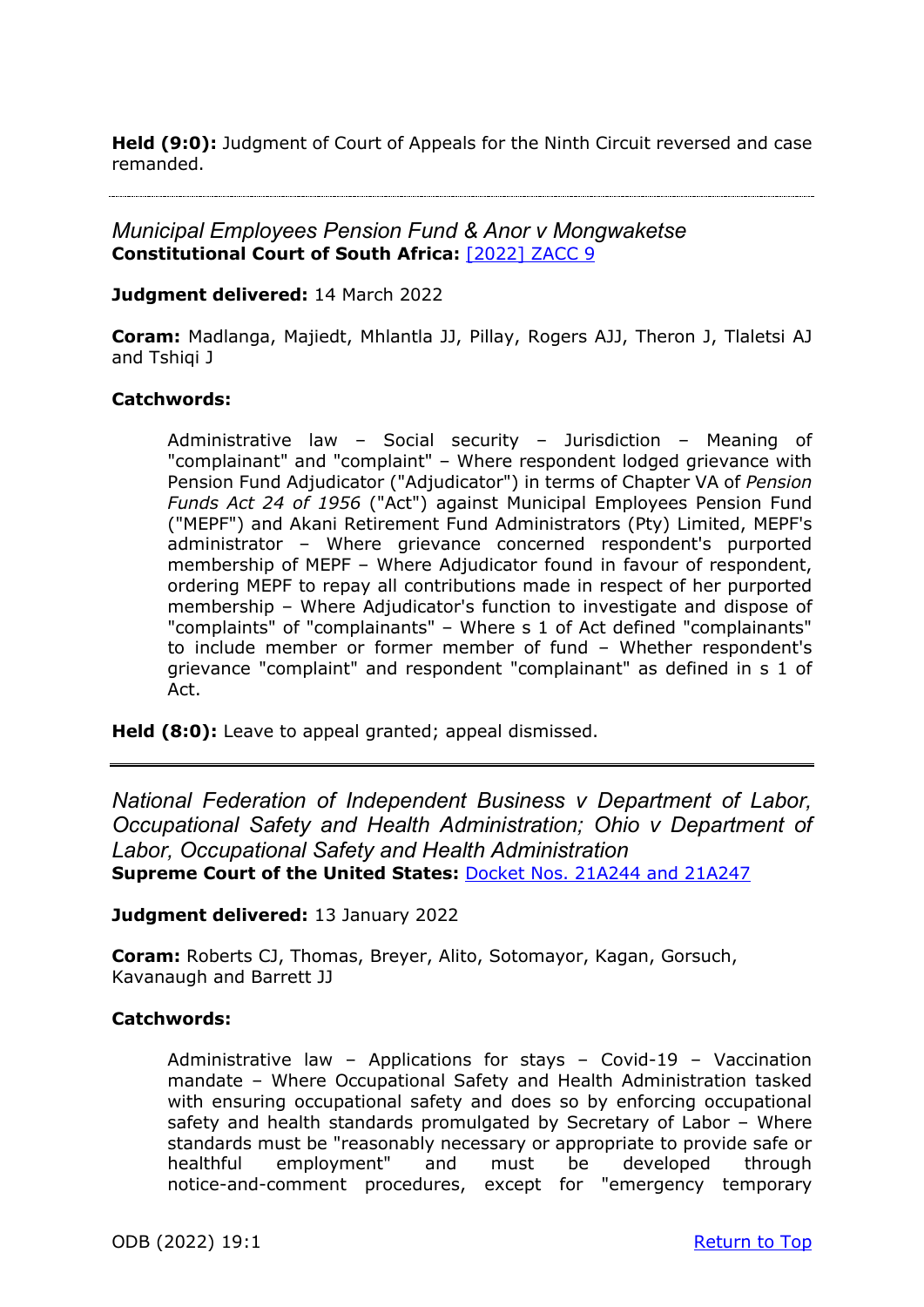**Held (9:0):** Judgment of Court of Appeals for the Ninth Circuit reversed and case remanded.

---

*Municipal Employees Pension Fund & Anor v Mongwaketse*
**Constitutional Court of South Africa:** [2022] ZACC 9

**Judgment delivered:** 14 March 2022

**Coram:** Madlanga, Majiedt, Mhlantla JJ, Pillay, Rogers AJJ, Theron J, Tlaletsi AJ and Tshiqi J

**Catchwords:**

> Administrative law – Social security – Jurisdiction – Meaning of "complainant" and "complaint" – Where respondent lodged grievance with Pension Fund Adjudicator ("Adjudicator") in terms of Chapter VA of *Pension Funds Act 24 of 1956* ("Act") against Municipal Employees Pension Fund ("MEPF") and Akani Retirement Fund Administrators (Pty) Limited, MEPF's administrator – Where grievance concerned respondent's purported membership of MEPF – Where Adjudicator found in favour of respondent, ordering MEPF to repay all contributions made in respect of her purported membership – Where Adjudicator's function to investigate and dispose of "complaints" of "complainants" – Where s 1 of Act defined "complainants" to include member or former member of fund – Whether respondent's grievance "complaint" and respondent "complainant" as defined in s 1 of Act.

**Held (8:0):** Leave to appeal granted; appeal dismissed.

---

*National Federation of Independent Business v Department of Labor, Occupational Safety and Health Administration; Ohio v Department of Labor, Occupational Safety and Health Administration*
**Supreme Court of the United States:** Docket Nos. 21A244 and 21A247

**Judgment delivered:** 13 January 2022

**Coram:** Roberts CJ, Thomas, Breyer, Alito, Sotomayor, Kagan, Gorsuch, Kavanaugh and Barrett JJ

**Catchwords:**

> Administrative law – Applications for stays – Covid-19 – Vaccination mandate – Where Occupational Safety and Health Administration tasked with ensuring occupational safety and does so by enforcing occupational safety and health standards promulgated by Secretary of Labor – Where standards must be "reasonably necessary or appropriate to provide safe or healthful employment" and must be developed through notice-and-comment procedures, except for "emergency temporary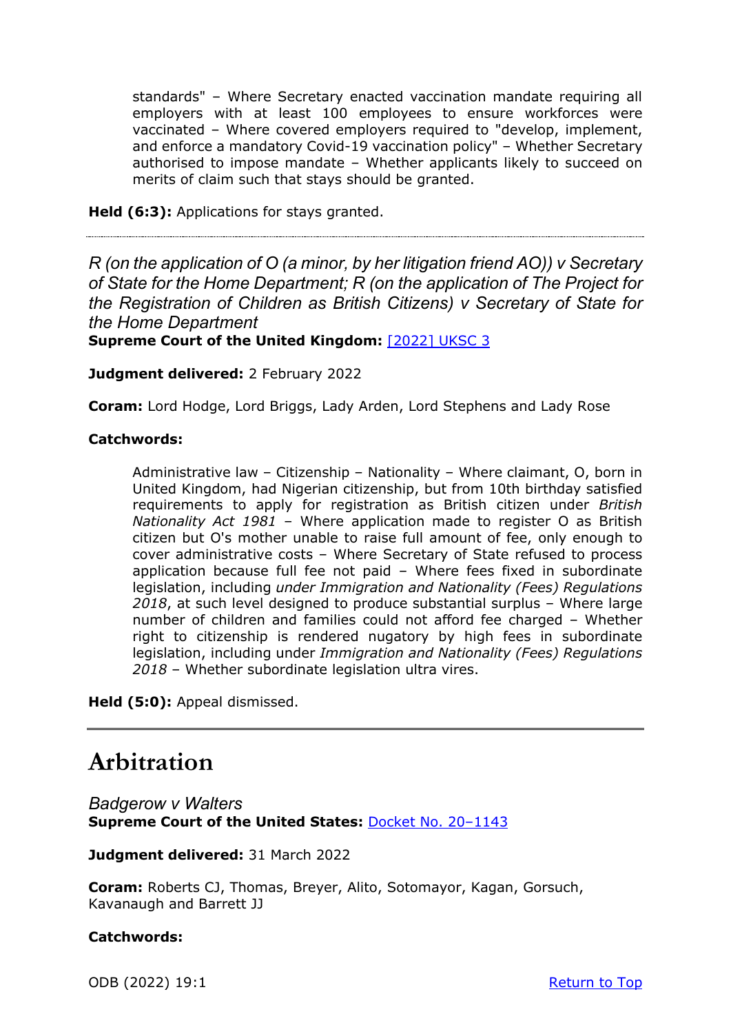> standards" – Where Secretary enacted vaccination mandate requiring all employers with at least 100 employees to ensure workforces were vaccinated – Where covered employers required to "develop, implement, and enforce a mandatory Covid-19 vaccination policy" – Whether Secretary authorised to impose mandate – Whether applicants likely to succeed on merits of claim such that stays should be granted.

**Held (6:3):** Applications for stays granted.

---

*R (on the application of O (a minor, by her litigation friend AO)) v Secretary of State for the Home Department; R (on the application of The Project for the Registration of Children as British Citizens) v Secretary of State for the Home Department*
**Supreme Court of the United Kingdom:** [2022] UKSC 3

**Judgment delivered:** 2 February 2022

**Coram:** Lord Hodge, Lord Briggs, Lady Arden, Lord Stephens and Lady Rose

**Catchwords:**

> Administrative law – Citizenship – Nationality – Where claimant, O, born in United Kingdom, had Nigerian citizenship, but from 10th birthday satisfied requirements to apply for registration as British citizen under *British Nationality Act 1981* – Where application made to register O as British citizen but O's mother unable to raise full amount of fee, only enough to cover administrative costs – Where Secretary of State refused to process application because full fee not paid – Where fees fixed in subordinate legislation, including *under Immigration and Nationality (Fees) Regulations 2018*, at such level designed to produce substantial surplus – Where large number of children and families could not afford fee charged – Whether right to citizenship is rendered nugatory by high fees in subordinate legislation, including under *Immigration and Nationality (Fees) Regulations 2018* – Whether subordinate legislation ultra vires.

**Held (5:0):** Appeal dismissed.

---

# Arbitration

*Badgerow v Walters*
**Supreme Court of the United States:** Docket No. 20–1143

**Judgment delivered:** 31 March 2022

**Coram:** Roberts CJ, Thomas, Breyer, Alito, Sotomayor, Kagan, Gorsuch, Kavanaugh and Barrett JJ

**Catchwords:**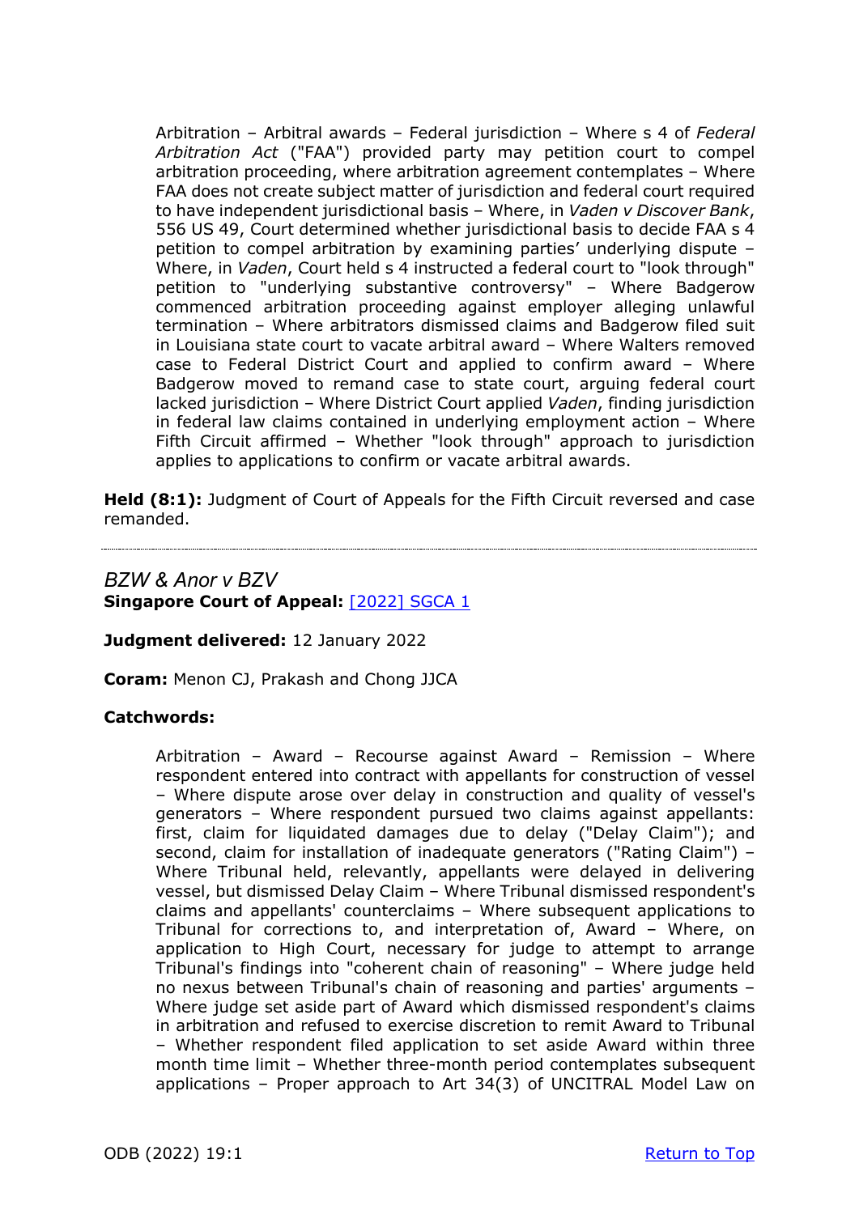Arbitration – Arbitral awards – Federal jurisdiction – Where s 4 of *Federal Arbitration Act* ("FAA") provided party may petition court to compel arbitration proceeding, where arbitration agreement contemplates – Where FAA does not create subject matter of jurisdiction and federal court required to have independent jurisdictional basis – Where, in *Vaden v Discover Bank*, 556 US 49, Court determined whether jurisdictional basis to decide FAA s 4 petition to compel arbitration by examining parties' underlying dispute – Where, in *Vaden*, Court held s 4 instructed a federal court to "look through" petition to "underlying substantive controversy" – Where Badgerow commenced arbitration proceeding against employer alleging unlawful termination – Where arbitrators dismissed claims and Badgerow filed suit in Louisiana state court to vacate arbitral award – Where Walters removed case to Federal District Court and applied to confirm award – Where Badgerow moved to remand case to state court, arguing federal court lacked jurisdiction – Where District Court applied *Vaden*, finding jurisdiction in federal law claims contained in underlying employment action – Where Fifth Circuit affirmed – Whether "look through" approach to jurisdiction applies to applications to confirm or vacate arbitral awards.

**Held (8:1):** Judgment of Court of Appeals for the Fifth Circuit reversed and case remanded.

---

## *BZW & Anor v BZV*

**Singapore Court of Appeal:** [2022] SGCA 1

**Judgment delivered:** 12 January 2022

**Coram:** Menon CJ, Prakash and Chong JJCA

**Catchwords:**

Arbitration – Award – Recourse against Award – Remission – Where respondent entered into contract with appellants for construction of vessel – Where dispute arose over delay in construction and quality of vessel's generators – Where respondent pursued two claims against appellants: first, claim for liquidated damages due to delay ("Delay Claim"); and second, claim for installation of inadequate generators ("Rating Claim") – Where Tribunal held, relevantly, appellants were delayed in delivering vessel, but dismissed Delay Claim – Where Tribunal dismissed respondent's claims and appellants' counterclaims – Where subsequent applications to Tribunal for corrections to, and interpretation of, Award – Where, on application to High Court, necessary for judge to attempt to arrange Tribunal's findings into "coherent chain of reasoning" – Where judge held no nexus between Tribunal's chain of reasoning and parties' arguments – Where judge set aside part of Award which dismissed respondent's claims in arbitration and refused to exercise discretion to remit Award to Tribunal – Whether respondent filed application to set aside Award within three month time limit – Whether three-month period contemplates subsequent applications – Proper approach to Art 34(3) of UNCITRAL Model Law on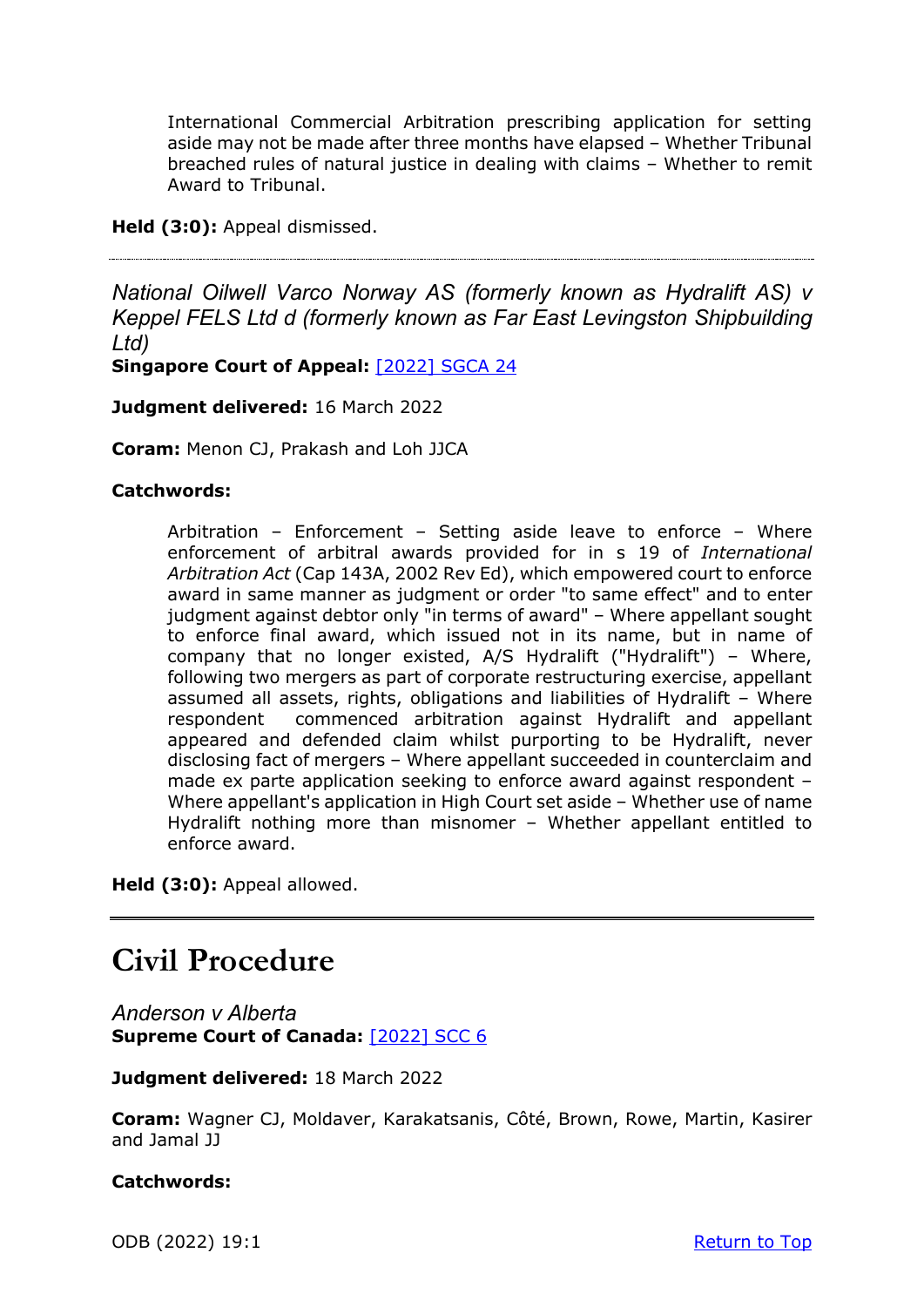International Commercial Arbitration prescribing application for setting aside may not be made after three months have elapsed – Whether Tribunal breached rules of natural justice in dealing with claims – Whether to remit Award to Tribunal.

**Held (3:0):** Appeal dismissed.

---

*National Oilwell Varco Norway AS (formerly known as Hydralift AS) v Keppel FELS Ltd d (formerly known as Far East Levingston Shipbuilding Ltd)*
**Singapore Court of Appeal:** [2022] SGCA 24

**Judgment delivered:** 16 March 2022

**Coram:** Menon CJ, Prakash and Loh JJCA

**Catchwords:**

> Arbitration – Enforcement – Setting aside leave to enforce – Where enforcement of arbitral awards provided for in s 19 of *International Arbitration Act* (Cap 143A, 2002 Rev Ed), which empowered court to enforce award in same manner as judgment or order "to same effect" and to enter judgment against debtor only "in terms of award" – Where appellant sought to enforce final award, which issued not in its name, but in name of company that no longer existed, A/S Hydralift ("Hydralift") – Where, following two mergers as part of corporate restructuring exercise, appellant assumed all assets, rights, obligations and liabilities of Hydralift – Where respondent commenced arbitration against Hydralift and appellant appeared and defended claim whilst purporting to be Hydralift, never disclosing fact of mergers – Where appellant succeeded in counterclaim and made ex parte application seeking to enforce award against respondent – Where appellant's application in High Court set aside – Whether use of name Hydralift nothing more than misnomer – Whether appellant entitled to enforce award.

**Held (3:0):** Appeal allowed.

---

# Civil Procedure

*Anderson v Alberta*
**Supreme Court of Canada:** [2022] SCC 6

**Judgment delivered:** 18 March 2022

**Coram:** Wagner CJ, Moldaver, Karakatsanis, Côté, Brown, Rowe, Martin, Kasirer and Jamal JJ

**Catchwords:**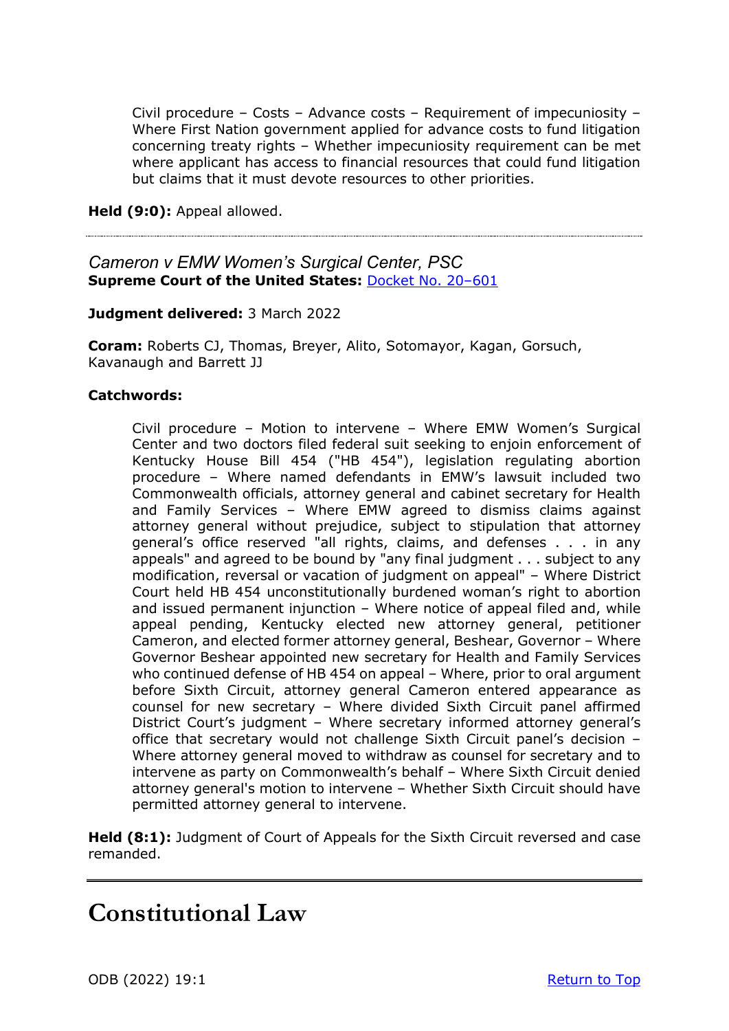Civil procedure – Costs – Advance costs – Requirement of impecuniosity – Where First Nation government applied for advance costs to fund litigation concerning treaty rights – Whether impecuniosity requirement can be met where applicant has access to financial resources that could fund litigation but claims that it must devote resources to other priorities.

**Held (9:0):** Appeal allowed.

---

*Cameron v EMW Women's Surgical Center, PSC*
**Supreme Court of the United States:** [Docket No. 20–601]

**Judgment delivered:** 3 March 2022

**Coram:** Roberts CJ, Thomas, Breyer, Alito, Sotomayor, Kagan, Gorsuch, Kavanaugh and Barrett JJ

**Catchwords:**

Civil procedure – Motion to intervene – Where EMW Women's Surgical Center and two doctors filed federal suit seeking to enjoin enforcement of Kentucky House Bill 454 ("HB 454"), legislation regulating abortion procedure – Where named defendants in EMW's lawsuit included two Commonwealth officials, attorney general and cabinet secretary for Health and Family Services – Where EMW agreed to dismiss claims against attorney general without prejudice, subject to stipulation that attorney general's office reserved "all rights, claims, and defenses . . . in any appeals" and agreed to be bound by "any final judgment . . . subject to any modification, reversal or vacation of judgment on appeal" – Where District Court held HB 454 unconstitutionally burdened woman's right to abortion and issued permanent injunction – Where notice of appeal filed and, while appeal pending, Kentucky elected new attorney general, petitioner Cameron, and elected former attorney general, Beshear, Governor – Where Governor Beshear appointed new secretary for Health and Family Services who continued defense of HB 454 on appeal – Where, prior to oral argument before Sixth Circuit, attorney general Cameron entered appearance as counsel for new secretary – Where divided Sixth Circuit panel affirmed District Court's judgment – Where secretary informed attorney general's office that secretary would not challenge Sixth Circuit panel's decision – Where attorney general moved to withdraw as counsel for secretary and to intervene as party on Commonwealth's behalf – Where Sixth Circuit denied attorney general's motion to intervene – Whether Sixth Circuit should have permitted attorney general to intervene.

**Held (8:1):** Judgment of Court of Appeals for the Sixth Circuit reversed and case remanded.

---

# Constitutional Law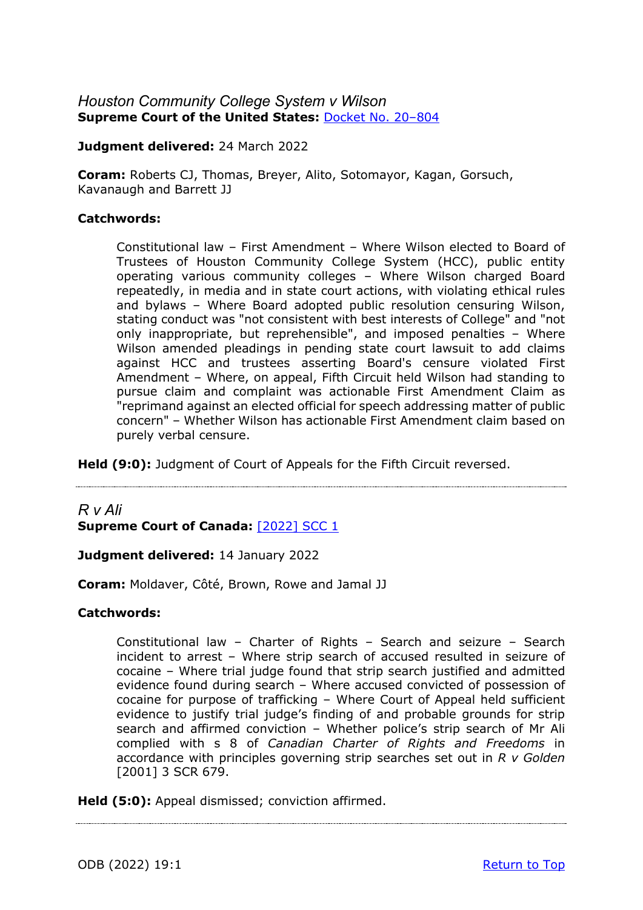## *Houston Community College System v Wilson*

**Supreme Court of the United States:** [Docket No. 20–804]

**Judgment delivered:** 24 March 2022

**Coram:** Roberts CJ, Thomas, Breyer, Alito, Sotomayor, Kagan, Gorsuch, Kavanaugh and Barrett JJ

**Catchwords:**

> Constitutional law – First Amendment – Where Wilson elected to Board of Trustees of Houston Community College System (HCC), public entity operating various community colleges – Where Wilson charged Board repeatedly, in media and in state court actions, with violating ethical rules and bylaws – Where Board adopted public resolution censuring Wilson, stating conduct was "not consistent with best interests of College" and "not only inappropriate, but reprehensible", and imposed penalties – Where Wilson amended pleadings in pending state court lawsuit to add claims against HCC and trustees asserting Board's censure violated First Amendment – Where, on appeal, Fifth Circuit held Wilson had standing to pursue claim and complaint was actionable First Amendment Claim as "reprimand against an elected official for speech addressing matter of public concern" – Whether Wilson has actionable First Amendment claim based on purely verbal censure.

**Held (9:0):** Judgment of Court of Appeals for the Fifth Circuit reversed.

---

## *R v Ali*

**Supreme Court of Canada:** [[2022] SCC 1]

**Judgment delivered:** 14 January 2022

**Coram:** Moldaver, Côté, Brown, Rowe and Jamal JJ

**Catchwords:**

> Constitutional law – Charter of Rights – Search and seizure – Search incident to arrest – Where strip search of accused resulted in seizure of cocaine – Where trial judge found that strip search justified and admitted evidence found during search – Where accused convicted of possession of cocaine for purpose of trafficking – Where Court of Appeal held sufficient evidence to justify trial judge's finding of and probable grounds for strip search and affirmed conviction – Whether police's strip search of Mr Ali complied with s 8 of *Canadian Charter of Rights and Freedoms* in accordance with principles governing strip searches set out in *R v Golden* [2001] 3 SCR 679.

**Held (5:0):** Appeal dismissed; conviction affirmed.

---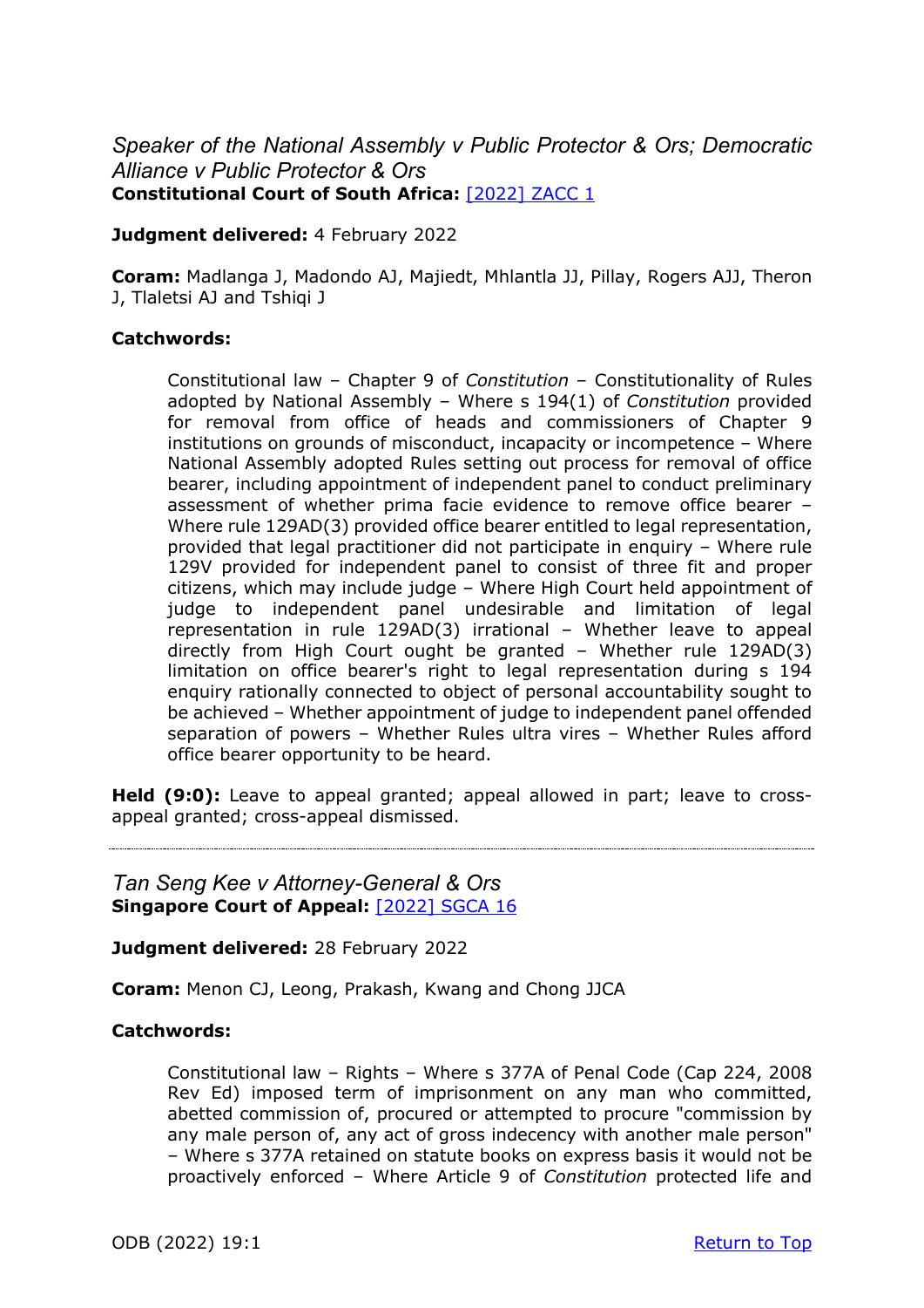*Speaker of the National Assembly v Public Protector & Ors; Democratic Alliance v Public Protector & Ors*
**Constitutional Court of South Africa:** [2022] ZACC 1

**Judgment delivered:** 4 February 2022

**Coram:** Madlanga J, Madondo AJ, Majiedt, Mhlantla JJ, Pillay, Rogers AJJ, Theron J, Tlaletsi AJ and Tshiqi J

**Catchwords:**

> Constitutional law – Chapter 9 of *Constitution* – Constitutionality of Rules adopted by National Assembly – Where s 194(1) of *Constitution* provided for removal from office of heads and commissioners of Chapter 9 institutions on grounds of misconduct, incapacity or incompetence – Where National Assembly adopted Rules setting out process for removal of office bearer, including appointment of independent panel to conduct preliminary assessment of whether prima facie evidence to remove office bearer – Where rule 129AD(3) provided office bearer entitled to legal representation, provided that legal practitioner did not participate in enquiry – Where rule 129V provided for independent panel to consist of three fit and proper citizens, which may include judge – Where High Court held appointment of judge to independent panel undesirable and limitation of legal representation in rule 129AD(3) irrational – Whether leave to appeal directly from High Court ought be granted – Whether rule 129AD(3) limitation on office bearer's right to legal representation during s 194 enquiry rationally connected to object of personal accountability sought to be achieved – Whether appointment of judge to independent panel offended separation of powers – Whether Rules ultra vires – Whether Rules afford office bearer opportunity to be heard.

**Held (9:0):** Leave to appeal granted; appeal allowed in part; leave to cross-appeal granted; cross-appeal dismissed.

---

*Tan Seng Kee v Attorney-General & Ors*
**Singapore Court of Appeal:** [2022] SGCA 16

**Judgment delivered:** 28 February 2022

**Coram:** Menon CJ, Leong, Prakash, Kwang and Chong JJCA

**Catchwords:**

> Constitutional law – Rights – Where s 377A of Penal Code (Cap 224, 2008 Rev Ed) imposed term of imprisonment on any man who committed, abetted commission of, procured or attempted to procure "commission by any male person of, any act of gross indecency with another male person" – Where s 377A retained on statute books on express basis it would not be proactively enforced – Where Article 9 of *Constitution* protected life and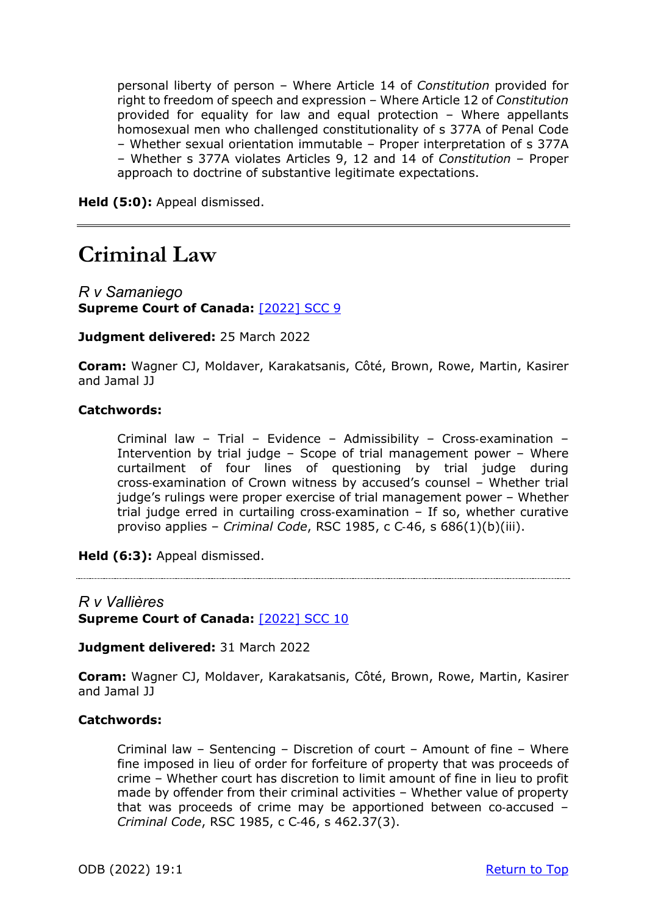personal liberty of person – Where Article 14 of *Constitution* provided for right to freedom of speech and expression – Where Article 12 of *Constitution* provided for equality for law and equal protection – Where appellants homosexual men who challenged constitutionality of s 377A of Penal Code – Whether sexual orientation immutable – Proper interpretation of s 377A – Whether s 377A violates Articles 9, 12 and 14 of *Constitution* – Proper approach to doctrine of substantive legitimate expectations.

**Held (5:0):** Appeal dismissed.

---

# Criminal Law

*R v Samaniego*
**Supreme Court of Canada:** [2022] SCC 9

**Judgment delivered:** 25 March 2022

**Coram:** Wagner CJ, Moldaver, Karakatsanis, Côté, Brown, Rowe, Martin, Kasirer and Jamal JJ

**Catchwords:**

> Criminal law – Trial – Evidence – Admissibility – Cross-examination – Intervention by trial judge – Scope of trial management power – Where curtailment of four lines of questioning by trial judge during cross-examination of Crown witness by accused's counsel – Whether trial judge's rulings were proper exercise of trial management power – Whether trial judge erred in curtailing cross-examination – If so, whether curative proviso applies – *Criminal Code*, RSC 1985, c C-46, s 686(1)(b)(iii).

**Held (6:3):** Appeal dismissed.

---

*R v Vallières*
**Supreme Court of Canada:** [2022] SCC 10

**Judgment delivered:** 31 March 2022

**Coram:** Wagner CJ, Moldaver, Karakatsanis, Côté, Brown, Rowe, Martin, Kasirer and Jamal JJ

**Catchwords:**

> Criminal law – Sentencing – Discretion of court – Amount of fine – Where fine imposed in lieu of order for forfeiture of property that was proceeds of crime – Whether court has discretion to limit amount of fine in lieu to profit made by offender from their criminal activities – Whether value of property that was proceeds of crime may be apportioned between co-accused – *Criminal Code*, RSC 1985, c C-46, s 462.37(3).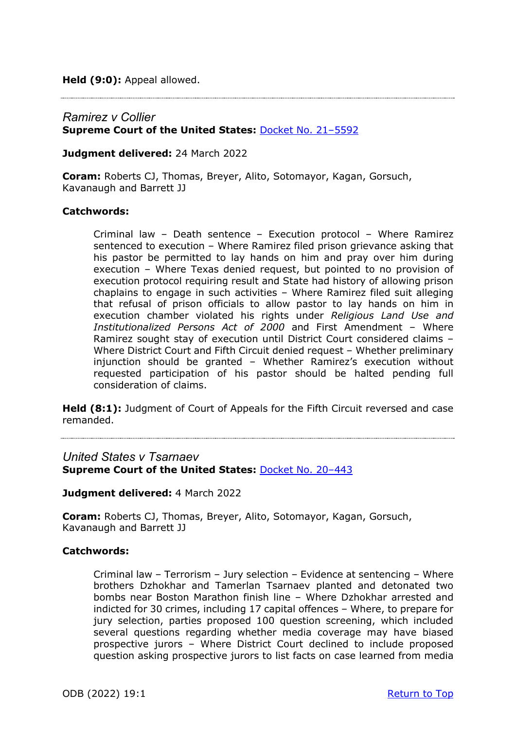**Held (9:0):** Appeal allowed.

---

*Ramirez v Collier*
**Supreme Court of the United States:** [Docket No. 21–5592]

**Judgment delivered:** 24 March 2022

**Coram:** Roberts CJ, Thomas, Breyer, Alito, Sotomayor, Kagan, Gorsuch, Kavanaugh and Barrett JJ

**Catchwords:**

> Criminal law – Death sentence – Execution protocol – Where Ramirez sentenced to execution – Where Ramirez filed prison grievance asking that his pastor be permitted to lay hands on him and pray over him during execution – Where Texas denied request, but pointed to no provision of execution protocol requiring result and State had history of allowing prison chaplains to engage in such activities – Where Ramirez filed suit alleging that refusal of prison officials to allow pastor to lay hands on him in execution chamber violated his rights under *Religious Land Use and Institutionalized Persons Act of 2000* and First Amendment – Where Ramirez sought stay of execution until District Court considered claims – Where District Court and Fifth Circuit denied request – Whether preliminary injunction should be granted – Whether Ramirez's execution without requested participation of his pastor should be halted pending full consideration of claims.

**Held (8:1):** Judgment of Court of Appeals for the Fifth Circuit reversed and case remanded.

---

*United States v Tsarnaev*
**Supreme Court of the United States:** [Docket No. 20–443]

**Judgment delivered:** 4 March 2022

**Coram:** Roberts CJ, Thomas, Breyer, Alito, Sotomayor, Kagan, Gorsuch, Kavanaugh and Barrett JJ

**Catchwords:**

> Criminal law – Terrorism – Jury selection – Evidence at sentencing – Where brothers Dzhokhar and Tamerlan Tsarnaev planted and detonated two bombs near Boston Marathon finish line – Where Dzhokhar arrested and indicted for 30 crimes, including 17 capital offences – Where, to prepare for jury selection, parties proposed 100 question screening, which included several questions regarding whether media coverage may have biased prospective jurors – Where District Court declined to include proposed question asking prospective jurors to list facts on case learned from media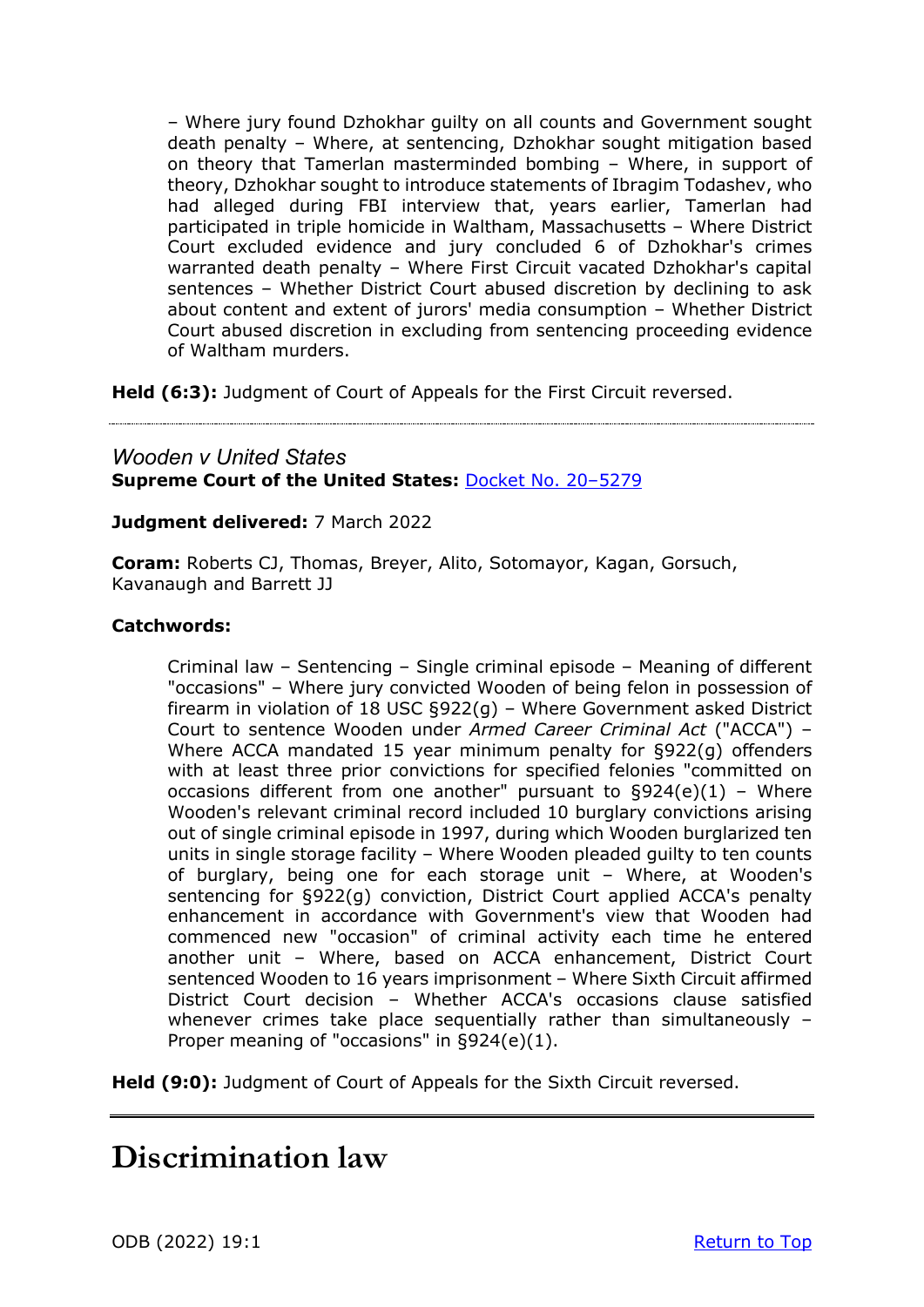> – Where jury found Dzhokhar guilty on all counts and Government sought death penalty – Where, at sentencing, Dzhokhar sought mitigation based on theory that Tamerlan masterminded bombing – Where, in support of theory, Dzhokhar sought to introduce statements of Ibragim Todashev, who had alleged during FBI interview that, years earlier, Tamerlan had participated in triple homicide in Waltham, Massachusetts – Where District Court excluded evidence and jury concluded 6 of Dzhokhar's crimes warranted death penalty – Where First Circuit vacated Dzhokhar's capital sentences – Whether District Court abused discretion by declining to ask about content and extent of jurors' media consumption – Whether District Court abused discretion in excluding from sentencing proceeding evidence of Waltham murders.

**Held (6:3):** Judgment of Court of Appeals for the First Circuit reversed.

---

### *Wooden v United States*

**Supreme Court of the United States:** Docket No. 20–5279

**Judgment delivered:** 7 March 2022

**Coram:** Roberts CJ, Thomas, Breyer, Alito, Sotomayor, Kagan, Gorsuch, Kavanaugh and Barrett JJ

**Catchwords:**

> Criminal law – Sentencing – Single criminal episode – Meaning of different "occasions" – Where jury convicted Wooden of being felon in possession of firearm in violation of 18 USC §922(g) – Where Government asked District Court to sentence Wooden under *Armed Career Criminal Act* ("ACCA") – Where ACCA mandated 15 year minimum penalty for §922(g) offenders with at least three prior convictions for specified felonies "committed on occasions different from one another" pursuant to §924(e)(1) – Where Wooden's relevant criminal record included 10 burglary convictions arising out of single criminal episode in 1997, during which Wooden burglarized ten units in single storage facility – Where Wooden pleaded guilty to ten counts of burglary, being one for each storage unit – Where, at Wooden's sentencing for §922(g) conviction, District Court applied ACCA's penalty enhancement in accordance with Government's view that Wooden had commenced new "occasion" of criminal activity each time he entered another unit – Where, based on ACCA enhancement, District Court sentenced Wooden to 16 years imprisonment – Where Sixth Circuit affirmed District Court decision – Whether ACCA's occasions clause satisfied whenever crimes take place sequentially rather than simultaneously – Proper meaning of "occasions" in §924(e)(1).

**Held (9:0):** Judgment of Court of Appeals for the Sixth Circuit reversed.

---

# Discrimination law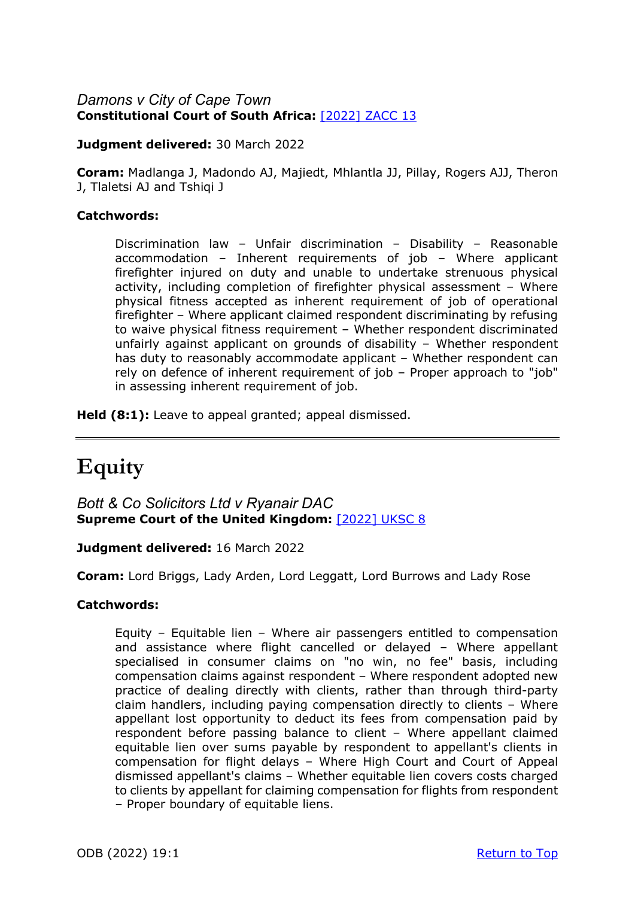*Damons v City of Cape Town*
**Constitutional Court of South Africa:** [2022] ZACC 13

**Judgment delivered:** 30 March 2022

**Coram:** Madlanga J, Madondo AJ, Majiedt, Mhlantla JJ, Pillay, Rogers AJJ, Theron J, Tlaletsi AJ and Tshiqi J

**Catchwords:**

> Discrimination law – Unfair discrimination – Disability – Reasonable accommodation – Inherent requirements of job – Where applicant firefighter injured on duty and unable to undertake strenuous physical activity, including completion of firefighter physical assessment – Where physical fitness accepted as inherent requirement of job of operational firefighter – Where applicant claimed respondent discriminating by refusing to waive physical fitness requirement – Whether respondent discriminated unfairly against applicant on grounds of disability – Whether respondent has duty to reasonably accommodate applicant – Whether respondent can rely on defence of inherent requirement of job – Proper approach to "job" in assessing inherent requirement of job.

**Held (8:1):** Leave to appeal granted; appeal dismissed.

---

# Equity

*Bott & Co Solicitors Ltd v Ryanair DAC*
**Supreme Court of the United Kingdom:** [2022] UKSC 8

**Judgment delivered:** 16 March 2022

**Coram:** Lord Briggs, Lady Arden, Lord Leggatt, Lord Burrows and Lady Rose

**Catchwords:**

> Equity – Equitable lien – Where air passengers entitled to compensation and assistance where flight cancelled or delayed – Where appellant specialised in consumer claims on "no win, no fee" basis, including compensation claims against respondent – Where respondent adopted new practice of dealing directly with clients, rather than through third-party claim handlers, including paying compensation directly to clients – Where appellant lost opportunity to deduct its fees from compensation paid by respondent before passing balance to client – Where appellant claimed equitable lien over sums payable by respondent to appellant's clients in compensation for flight delays – Where High Court and Court of Appeal dismissed appellant's claims – Whether equitable lien covers costs charged to clients by appellant for claiming compensation for flights from respondent – Proper boundary of equitable liens.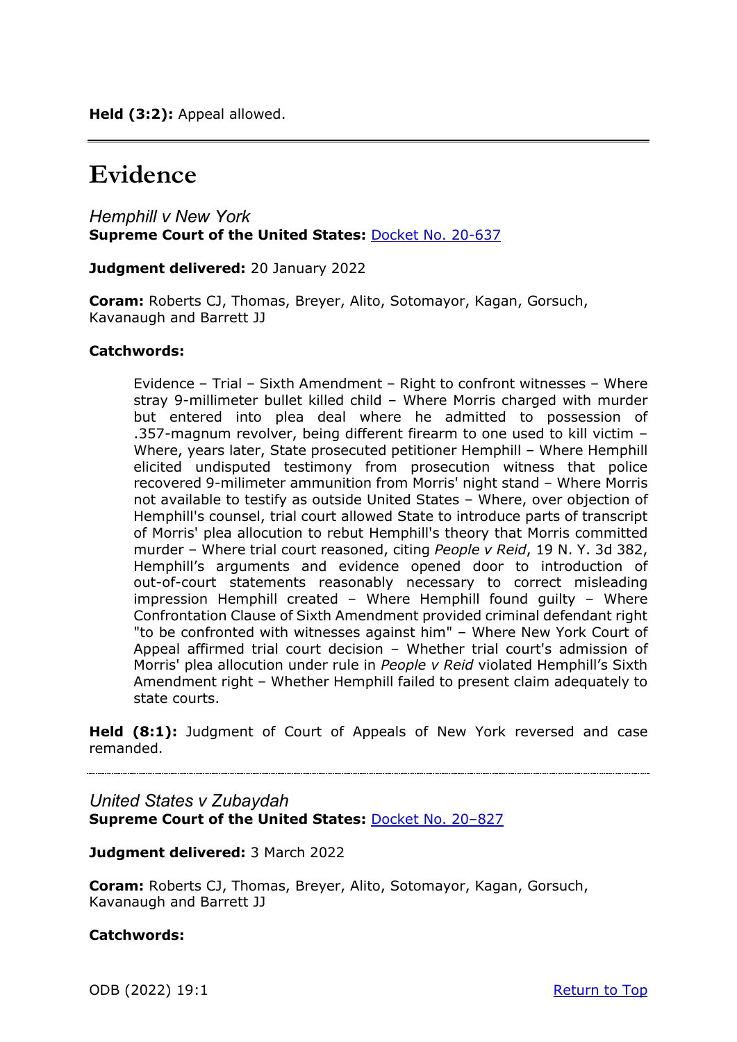**Held (3:2):** Appeal allowed.

---

# Evidence

*Hemphill v New York*
**Supreme Court of the United States:** [Docket No. 20-637]

**Judgment delivered:** 20 January 2022

**Coram:** Roberts CJ, Thomas, Breyer, Alito, Sotomayor, Kagan, Gorsuch, Kavanaugh and Barrett JJ

**Catchwords:**

> Evidence – Trial – Sixth Amendment – Right to confront witnesses – Where stray 9-millimeter bullet killed child – Where Morris charged with murder but entered into plea deal where he admitted to possession of .357-magnum revolver, being different firearm to one used to kill victim – Where, years later, State prosecuted petitioner Hemphill – Where Hemphill elicited undisputed testimony from prosecution witness that police recovered 9-milimeter ammunition from Morris' night stand – Where Morris not available to testify as outside United States – Where, over objection of Hemphill's counsel, trial court allowed State to introduce parts of transcript of Morris' plea allocution to rebut Hemphill's theory that Morris committed murder – Where trial court reasoned, citing *People v Reid*, 19 N. Y. 3d 382, Hemphill's arguments and evidence opened door to introduction of out-of-court statements reasonably necessary to correct misleading impression Hemphill created – Where Hemphill found guilty – Where Confrontation Clause of Sixth Amendment provided criminal defendant right "to be confronted with witnesses against him" – Where New York Court of Appeal affirmed trial court decision – Whether trial court's admission of Morris' plea allocution under rule in *People v Reid* violated Hemphill's Sixth Amendment right – Whether Hemphill failed to present claim adequately to state courts.

**Held (8:1):** Judgment of Court of Appeals of New York reversed and case remanded.

---

*United States v Zubaydah*
**Supreme Court of the United States:** [Docket No. 20–827]

**Judgment delivered:** 3 March 2022

**Coram:** Roberts CJ, Thomas, Breyer, Alito, Sotomayor, Kagan, Gorsuch, Kavanaugh and Barrett JJ

**Catchwords:**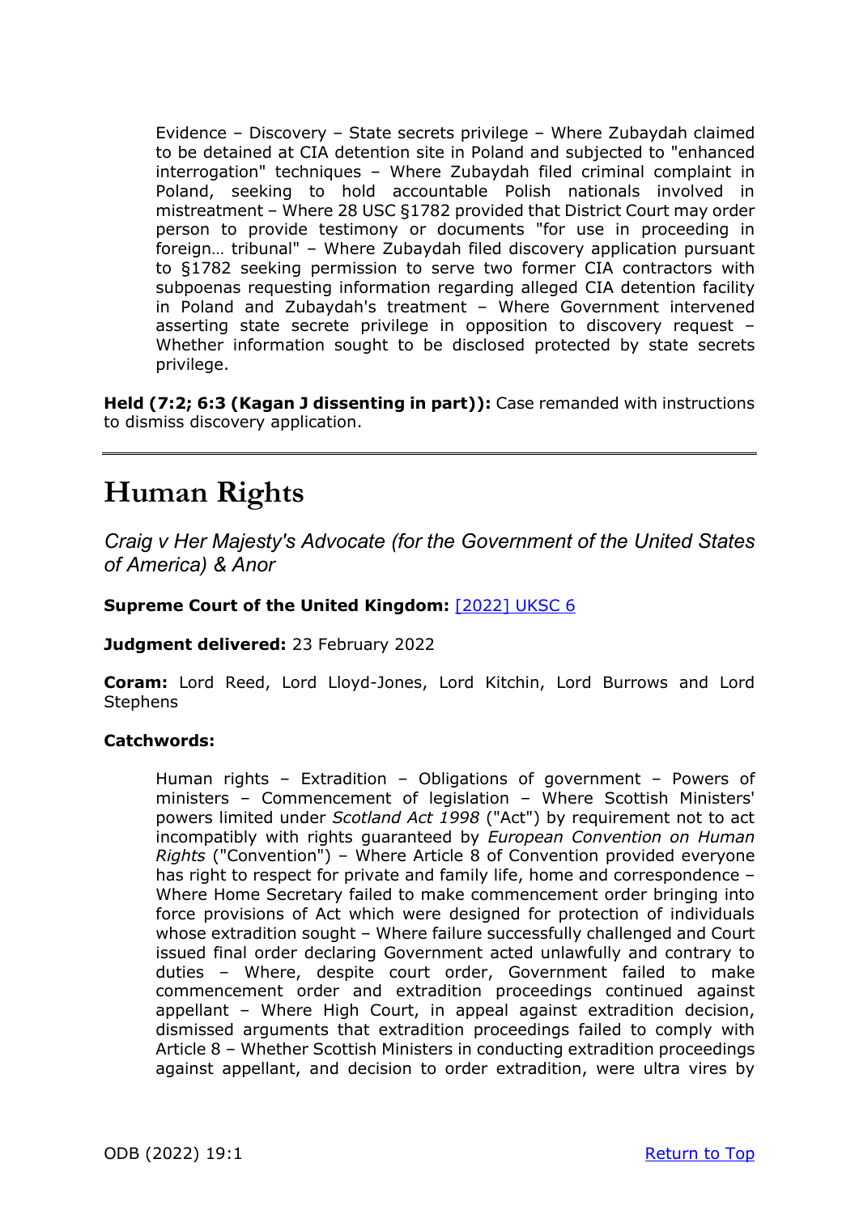Evidence – Discovery – State secrets privilege – Where Zubaydah claimed to be detained at CIA detention site in Poland and subjected to "enhanced interrogation" techniques – Where Zubaydah filed criminal complaint in Poland, seeking to hold accountable Polish nationals involved in mistreatment – Where 28 USC §1782 provided that District Court may order person to provide testimony or documents "for use in proceeding in foreign… tribunal" – Where Zubaydah filed discovery application pursuant to §1782 seeking permission to serve two former CIA contractors with subpoenas requesting information regarding alleged CIA detention facility in Poland and Zubaydah's treatment – Where Government intervened asserting state secrete privilege in opposition to discovery request – Whether information sought to be disclosed protected by state secrets privilege.

**Held (7:2; 6:3 (Kagan J dissenting in part)):** Case remanded with instructions to dismiss discovery application.

---

# Human Rights

### *Craig v Her Majesty's Advocate (for the Government of the United States of America) & Anor*

**Supreme Court of the United Kingdom:** [2022] UKSC 6

**Judgment delivered:** 23 February 2022

**Coram:** Lord Reed, Lord Lloyd-Jones, Lord Kitchin, Lord Burrows and Lord Stephens

**Catchwords:**

> Human rights – Extradition – Obligations of government – Powers of ministers – Commencement of legislation – Where Scottish Ministers' powers limited under *Scotland Act 1998* ("Act") by requirement not to act incompatibly with rights guaranteed by *European Convention on Human Rights* ("Convention") – Where Article 8 of Convention provided everyone has right to respect for private and family life, home and correspondence – Where Home Secretary failed to make commencement order bringing into force provisions of Act which were designed for protection of individuals whose extradition sought – Where failure successfully challenged and Court issued final order declaring Government acted unlawfully and contrary to duties – Where, despite court order, Government failed to make commencement order and extradition proceedings continued against appellant – Where High Court, in appeal against extradition decision, dismissed arguments that extradition proceedings failed to comply with Article 8 – Whether Scottish Ministers in conducting extradition proceedings against appellant, and decision to order extradition, were ultra vires by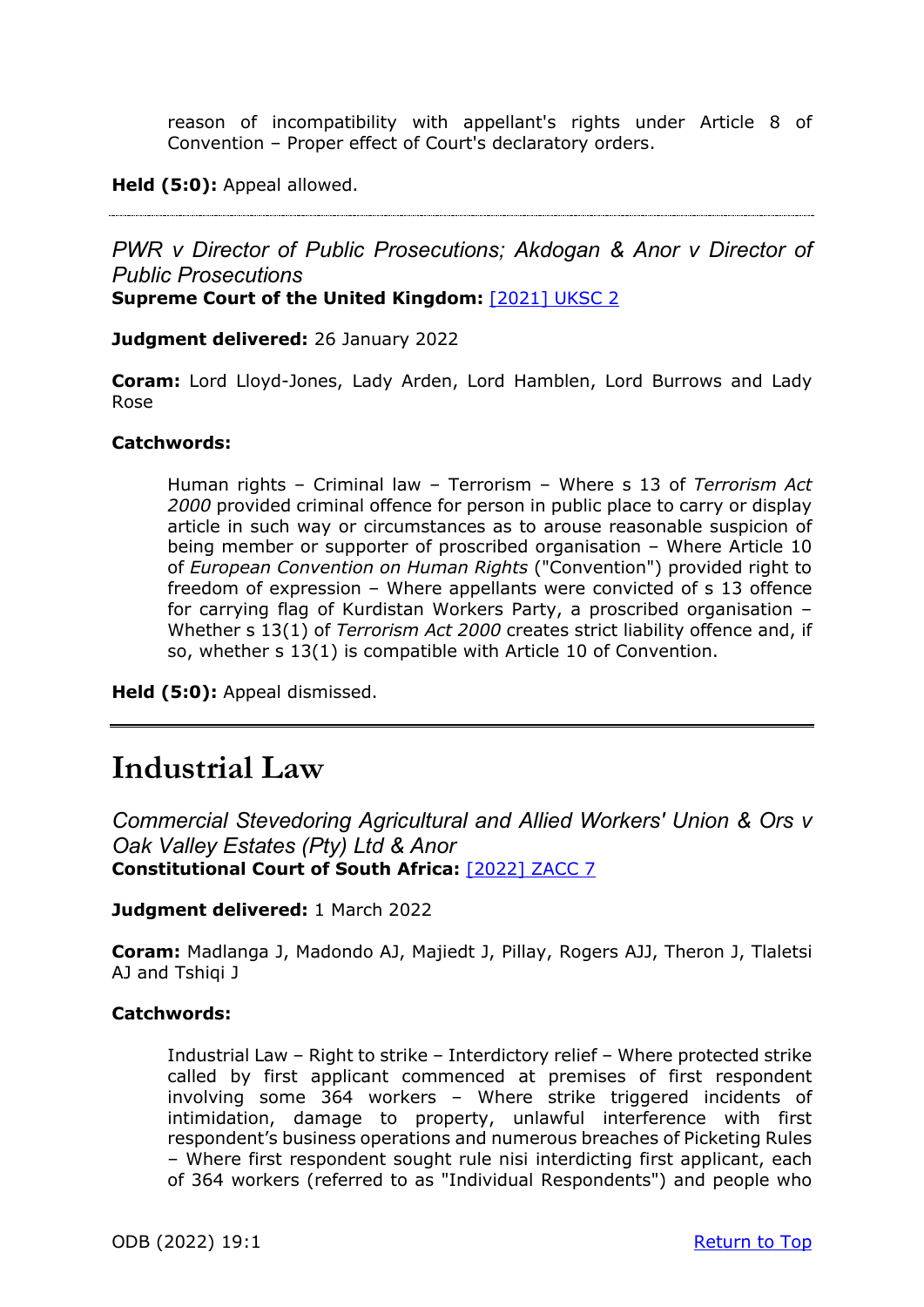reason of incompatibility with appellant's rights under Article 8 of Convention – Proper effect of Court's declaratory orders.

**Held (5:0):** Appeal allowed.

---

*PWR v Director of Public Prosecutions; Akdogan & Anor v Director of Public Prosecutions*
**Supreme Court of the United Kingdom:** [2021] UKSC 2

**Judgment delivered:** 26 January 2022

**Coram:** Lord Lloyd-Jones, Lady Arden, Lord Hamblen, Lord Burrows and Lady Rose

**Catchwords:**

> Human rights – Criminal law – Terrorism – Where s 13 of *Terrorism Act 2000* provided criminal offence for person in public place to carry or display article in such way or circumstances as to arouse reasonable suspicion of being member or supporter of proscribed organisation – Where Article 10 of *European Convention on Human Rights* ("Convention") provided right to freedom of expression – Where appellants were convicted of s 13 offence for carrying flag of Kurdistan Workers Party, a proscribed organisation – Whether s 13(1) of *Terrorism Act 2000* creates strict liability offence and, if so, whether s 13(1) is compatible with Article 10 of Convention.

**Held (5:0):** Appeal dismissed.

---

# Industrial Law

*Commercial Stevedoring Agricultural and Allied Workers' Union & Ors v Oak Valley Estates (Pty) Ltd & Anor*
**Constitutional Court of South Africa:** [2022] ZACC 7

**Judgment delivered:** 1 March 2022

**Coram:** Madlanga J, Madondo AJ, Majiedt J, Pillay, Rogers AJJ, Theron J, Tlaletsi AJ and Tshiqi J

**Catchwords:**

> Industrial Law – Right to strike – Interdictory relief – Where protected strike called by first applicant commenced at premises of first respondent involving some 364 workers – Where strike triggered incidents of intimidation, damage to property, unlawful interference with first respondent's business operations and numerous breaches of Picketing Rules – Where first respondent sought rule nisi interdicting first applicant, each of 364 workers (referred to as "Individual Respondents") and people who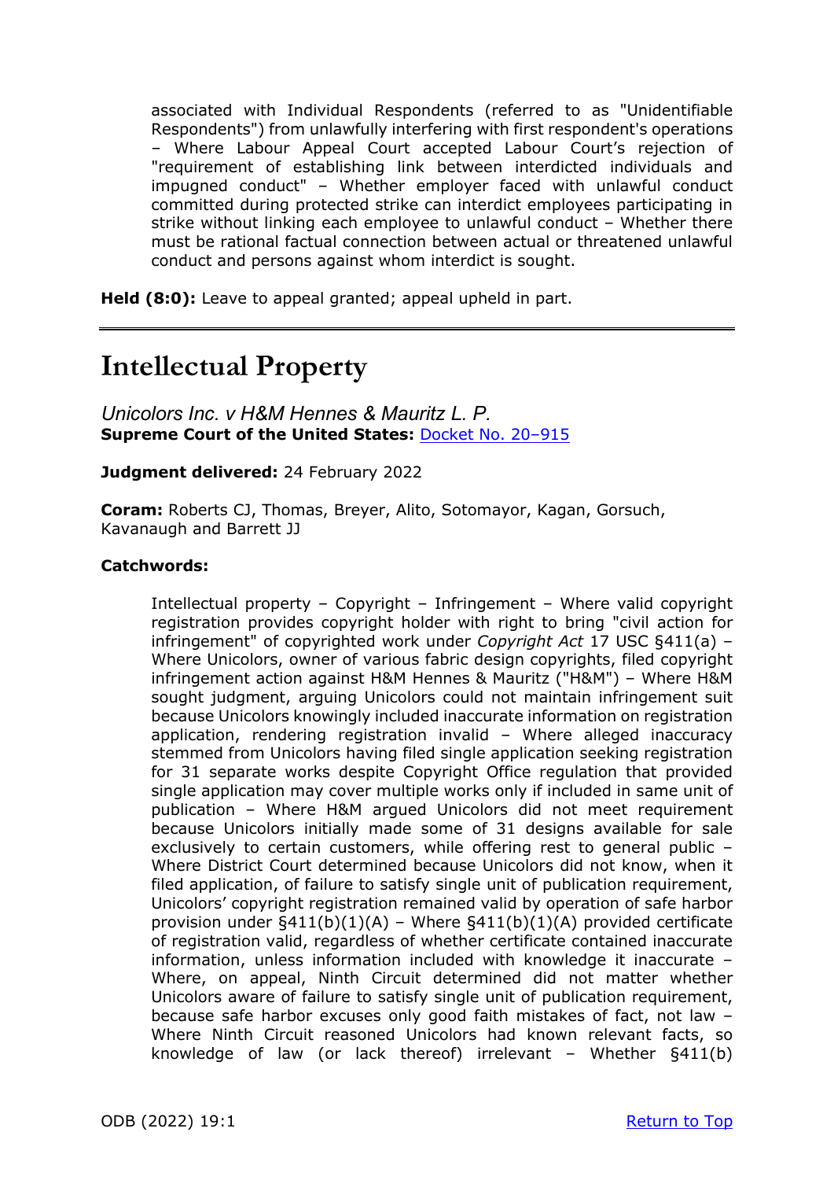associated with Individual Respondents (referred to as "Unidentifiable Respondents") from unlawfully interfering with first respondent's operations – Where Labour Appeal Court accepted Labour Court's rejection of "requirement of establishing link between interdicted individuals and impugned conduct" – Whether employer faced with unlawful conduct committed during protected strike can interdict employees participating in strike without linking each employee to unlawful conduct – Whether there must be rational factual connection between actual or threatened unlawful conduct and persons against whom interdict is sought.

**Held (8:0):** Leave to appeal granted; appeal upheld in part.

---

# Intellectual Property

*Unicolors Inc. v H&M Hennes & Mauritz L. P.*
**Supreme Court of the United States:** Docket No. 20–915

**Judgment delivered:** 24 February 2022

**Coram:** Roberts CJ, Thomas, Breyer, Alito, Sotomayor, Kagan, Gorsuch, Kavanaugh and Barrett JJ

**Catchwords:**

Intellectual property – Copyright – Infringement – Where valid copyright registration provides copyright holder with right to bring "civil action for infringement" of copyrighted work under *Copyright Act* 17 USC §411(a) – Where Unicolors, owner of various fabric design copyrights, filed copyright infringement action against H&M Hennes & Mauritz ("H&M") – Where H&M sought judgment, arguing Unicolors could not maintain infringement suit because Unicolors knowingly included inaccurate information on registration application, rendering registration invalid – Where alleged inaccuracy stemmed from Unicolors having filed single application seeking registration for 31 separate works despite Copyright Office regulation that provided single application may cover multiple works only if included in same unit of publication – Where H&M argued Unicolors did not meet requirement because Unicolors initially made some of 31 designs available for sale exclusively to certain customers, while offering rest to general public – Where District Court determined because Unicolors did not know, when it filed application, of failure to satisfy single unit of publication requirement, Unicolors' copyright registration remained valid by operation of safe harbor provision under §411(b)(1)(A) – Where §411(b)(1)(A) provided certificate of registration valid, regardless of whether certificate contained inaccurate information, unless information included with knowledge it inaccurate – Where, on appeal, Ninth Circuit determined did not matter whether Unicolors aware of failure to satisfy single unit of publication requirement, because safe harbor excuses only good faith mistakes of fact, not law – Where Ninth Circuit reasoned Unicolors had known relevant facts, so knowledge of law (or lack thereof) irrelevant – Whether §411(b)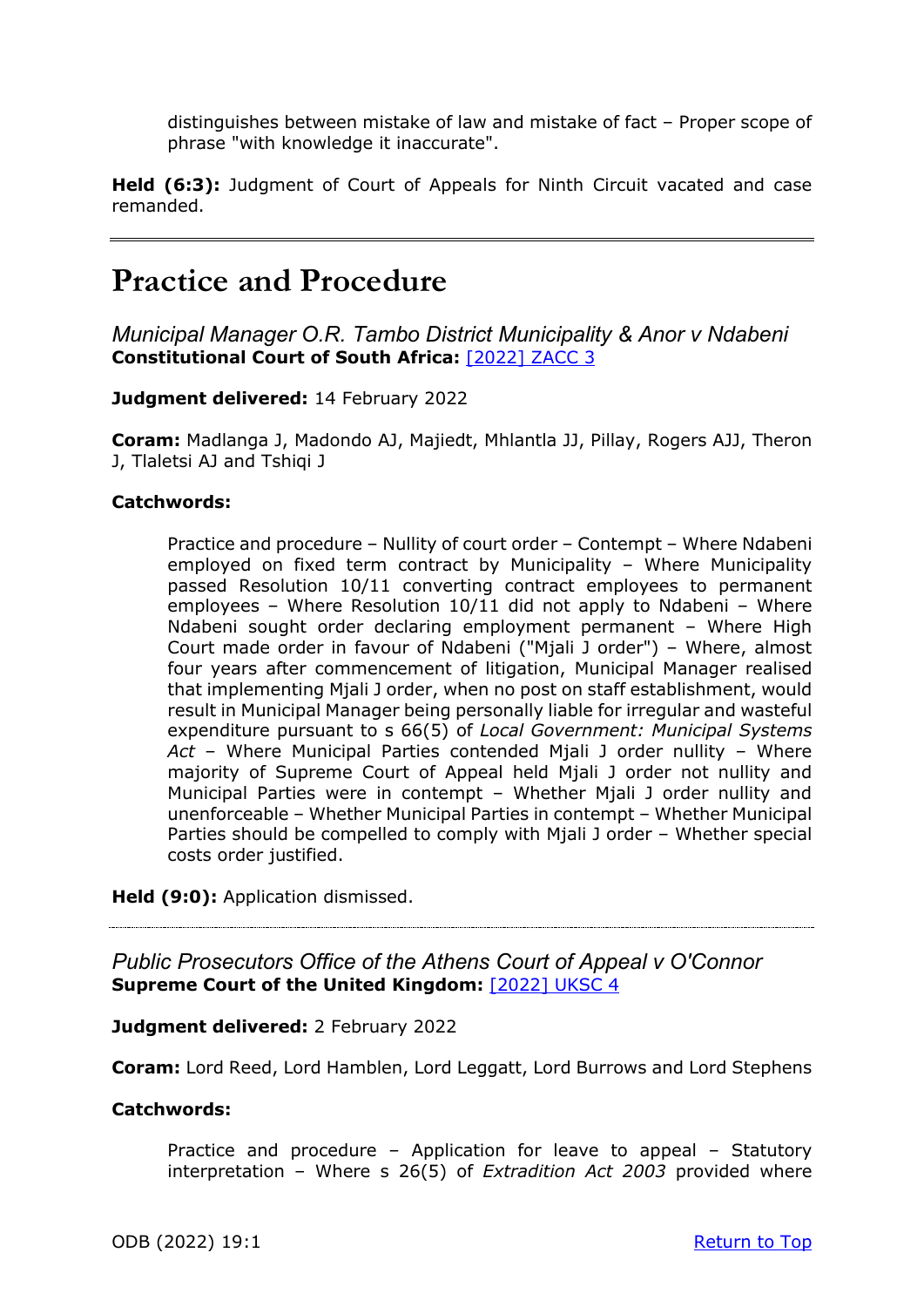distinguishes between mistake of law and mistake of fact – Proper scope of phrase "with knowledge it inaccurate".

**Held (6:3):** Judgment of Court of Appeals for Ninth Circuit vacated and case remanded.

---

# Practice and Procedure

*Municipal Manager O.R. Tambo District Municipality & Anor v Ndabeni*
**Constitutional Court of South Africa:** [2022] ZACC 3

**Judgment delivered:** 14 February 2022

**Coram:** Madlanga J, Madondo AJ, Majiedt, Mhlantla JJ, Pillay, Rogers AJJ, Theron J, Tlaletsi AJ and Tshiqi J

**Catchwords:**

> Practice and procedure – Nullity of court order – Contempt – Where Ndabeni employed on fixed term contract by Municipality – Where Municipality passed Resolution 10/11 converting contract employees to permanent employees – Where Resolution 10/11 did not apply to Ndabeni – Where Ndabeni sought order declaring employment permanent – Where High Court made order in favour of Ndabeni ("Mjali J order") – Where, almost four years after commencement of litigation, Municipal Manager realised that implementing Mjali J order, when no post on staff establishment, would result in Municipal Manager being personally liable for irregular and wasteful expenditure pursuant to s 66(5) of *Local Government: Municipal Systems Act* – Where Municipal Parties contended Mjali J order nullity – Where majority of Supreme Court of Appeal held Mjali J order not nullity and Municipal Parties were in contempt – Whether Mjali J order nullity and unenforceable – Whether Municipal Parties in contempt – Whether Municipal Parties should be compelled to comply with Mjali J order – Whether special costs order justified.

**Held (9:0):** Application dismissed.

---

*Public Prosecutors Office of the Athens Court of Appeal v O'Connor*
**Supreme Court of the United Kingdom:** [2022] UKSC 4

**Judgment delivered:** 2 February 2022

**Coram:** Lord Reed, Lord Hamblen, Lord Leggatt, Lord Burrows and Lord Stephens

**Catchwords:**

> Practice and procedure – Application for leave to appeal – Statutory interpretation – Where s 26(5) of *Extradition Act 2003* provided where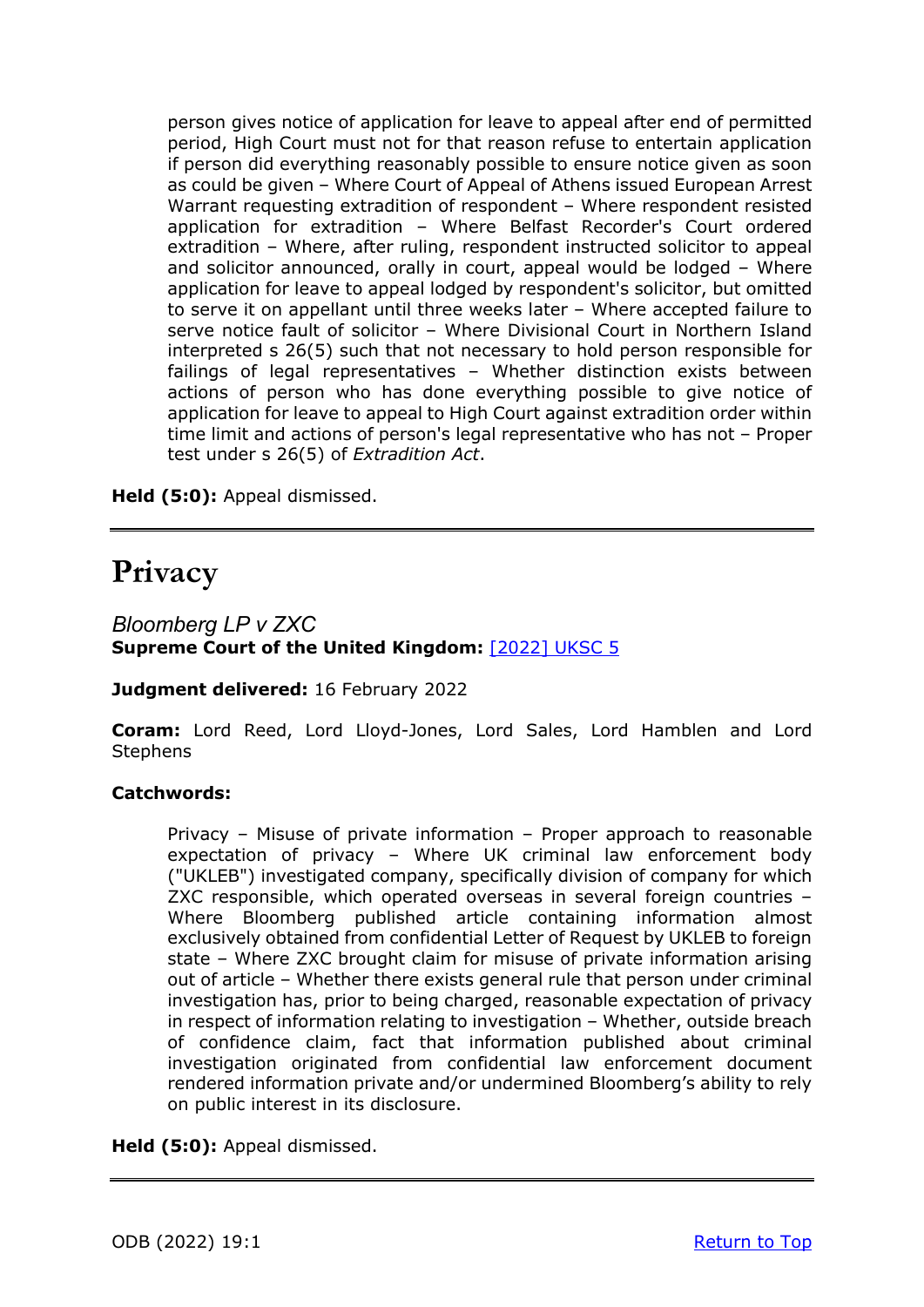person gives notice of application for leave to appeal after end of permitted period, High Court must not for that reason refuse to entertain application if person did everything reasonably possible to ensure notice given as soon as could be given – Where Court of Appeal of Athens issued European Arrest Warrant requesting extradition of respondent – Where respondent resisted application for extradition – Where Belfast Recorder's Court ordered extradition – Where, after ruling, respondent instructed solicitor to appeal and solicitor announced, orally in court, appeal would be lodged – Where application for leave to appeal lodged by respondent's solicitor, but omitted to serve it on appellant until three weeks later – Where accepted failure to serve notice fault of solicitor – Where Divisional Court in Northern Island interpreted s 26(5) such that not necessary to hold person responsible for failings of legal representatives – Whether distinction exists between actions of person who has done everything possible to give notice of application for leave to appeal to High Court against extradition order within time limit and actions of person's legal representative who has not – Proper test under s 26(5) of *Extradition Act*.

**Held (5:0):** Appeal dismissed.

# Privacy

### *Bloomberg LP v ZXC*

**Supreme Court of the United Kingdom:** [2022] UKSC 5

**Judgment delivered:** 16 February 2022

**Coram:** Lord Reed, Lord Lloyd-Jones, Lord Sales, Lord Hamblen and Lord Stephens

**Catchwords:**

> Privacy – Misuse of private information – Proper approach to reasonable expectation of privacy – Where UK criminal law enforcement body ("UKLEB") investigated company, specifically division of company for which ZXC responsible, which operated overseas in several foreign countries – Where Bloomberg published article containing information almost exclusively obtained from confidential Letter of Request by UKLEB to foreign state – Where ZXC brought claim for misuse of private information arising out of article – Whether there exists general rule that person under criminal investigation has, prior to being charged, reasonable expectation of privacy in respect of information relating to investigation – Whether, outside breach of confidence claim, fact that information published about criminal investigation originated from confidential law enforcement document rendered information private and/or undermined Bloomberg's ability to rely on public interest in its disclosure.

**Held (5:0):** Appeal dismissed.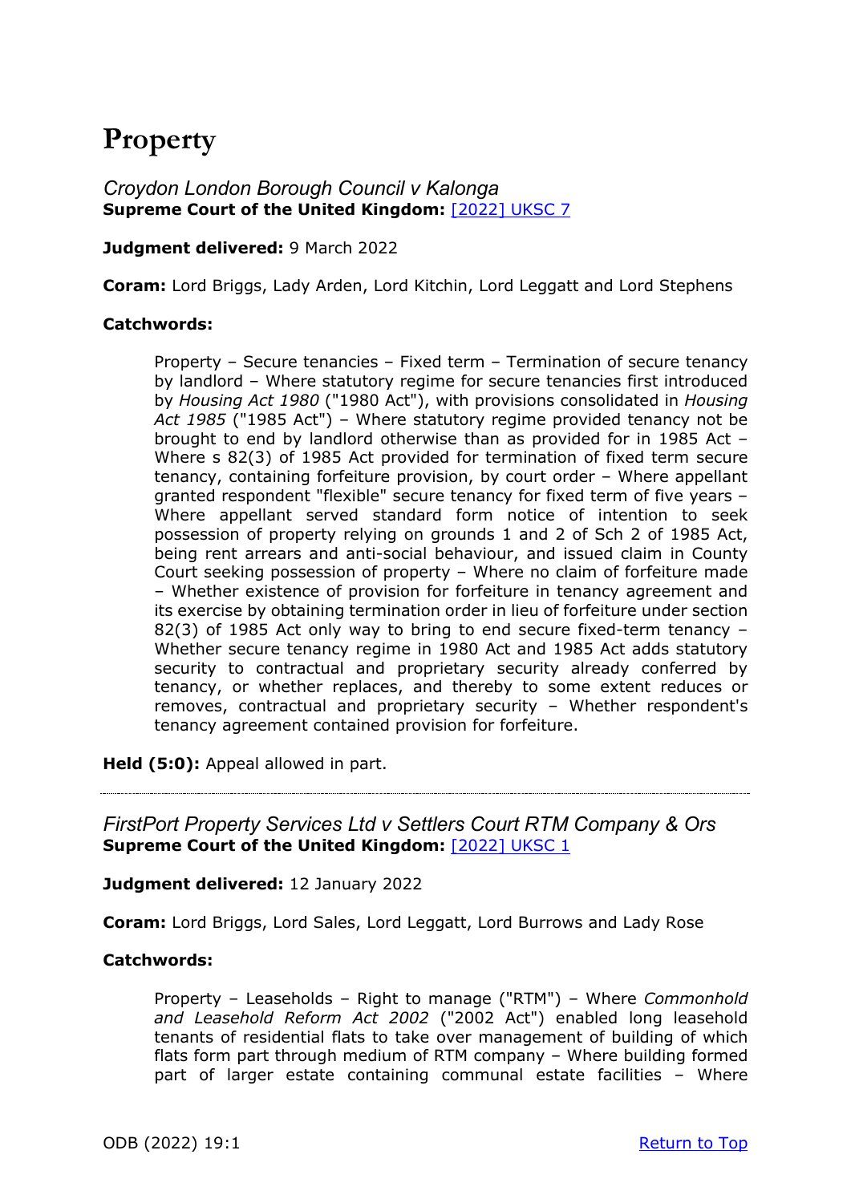# Property

*Croydon London Borough Council v Kalonga*
**Supreme Court of the United Kingdom:** [2022] UKSC 7

**Judgment delivered:** 9 March 2022

**Coram:** Lord Briggs, Lady Arden, Lord Kitchin, Lord Leggatt and Lord Stephens

**Catchwords:**

> Property – Secure tenancies – Fixed term – Termination of secure tenancy by landlord – Where statutory regime for secure tenancies first introduced by *Housing Act 1980* ("1980 Act"), with provisions consolidated in *Housing Act 1985* ("1985 Act") – Where statutory regime provided tenancy not be brought to end by landlord otherwise than as provided for in 1985 Act – Where s 82(3) of 1985 Act provided for termination of fixed term secure tenancy, containing forfeiture provision, by court order – Where appellant granted respondent "flexible" secure tenancy for fixed term of five years – Where appellant served standard form notice of intention to seek possession of property relying on grounds 1 and 2 of Sch 2 of 1985 Act, being rent arrears and anti-social behaviour, and issued claim in County Court seeking possession of property – Where no claim of forfeiture made – Whether existence of provision for forfeiture in tenancy agreement and its exercise by obtaining termination order in lieu of forfeiture under section 82(3) of 1985 Act only way to bring to end secure fixed-term tenancy – Whether secure tenancy regime in 1980 Act and 1985 Act adds statutory security to contractual and proprietary security already conferred by tenancy, or whether replaces, and thereby to some extent reduces or removes, contractual and proprietary security – Whether respondent's tenancy agreement contained provision for forfeiture.

**Held (5:0):** Appeal allowed in part.

---

*FirstPort Property Services Ltd v Settlers Court RTM Company & Ors*
**Supreme Court of the United Kingdom:** [2022] UKSC 1

**Judgment delivered:** 12 January 2022

**Coram:** Lord Briggs, Lord Sales, Lord Leggatt, Lord Burrows and Lady Rose

**Catchwords:**

> Property – Leaseholds – Right to manage ("RTM") – Where *Commonhold and Leasehold Reform Act 2002* ("2002 Act") enabled long leasehold tenants of residential flats to take over management of building of which flats form part through medium of RTM company – Where building formed part of larger estate containing communal estate facilities – Where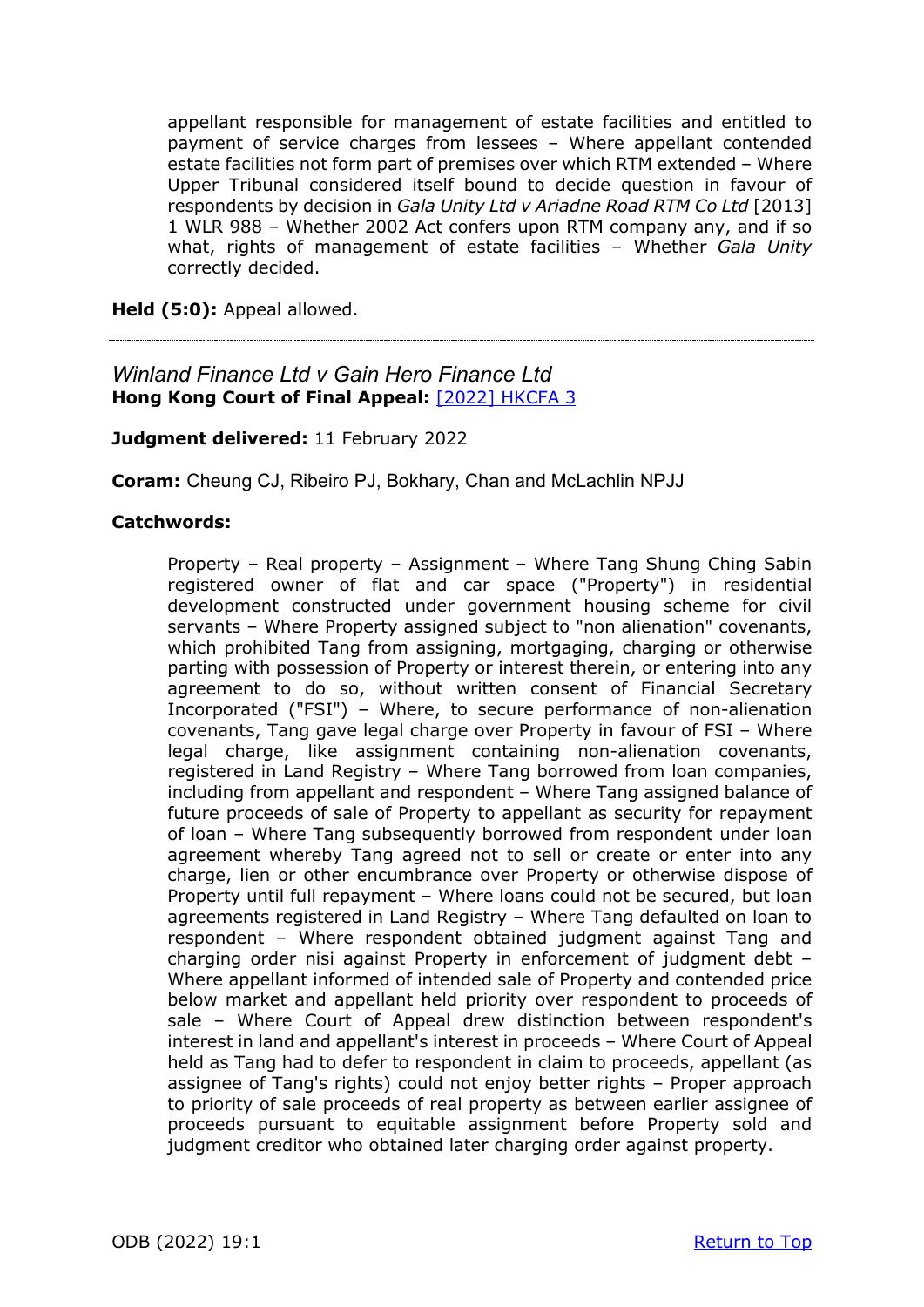appellant responsible for management of estate facilities and entitled to payment of service charges from lessees – Where appellant contended estate facilities not form part of premises over which RTM extended – Where Upper Tribunal considered itself bound to decide question in favour of respondents by decision in *Gala Unity Ltd v Ariadne Road RTM Co Ltd* [2013] 1 WLR 988 – Whether 2002 Act confers upon RTM company any, and if so what, rights of management of estate facilities – Whether *Gala Unity* correctly decided.

**Held (5:0):** Appeal allowed.

---

## *Winland Finance Ltd v Gain Hero Finance Ltd*
**Hong Kong Court of Final Appeal:** [2022] HKCFA 3

**Judgment delivered:** 11 February 2022

**Coram:** Cheung CJ, Ribeiro PJ, Bokhary, Chan and McLachlin NPJJ

**Catchwords:**

Property – Real property – Assignment – Where Tang Shung Ching Sabin registered owner of flat and car space ("Property") in residential development constructed under government housing scheme for civil servants – Where Property assigned subject to "non alienation" covenants, which prohibited Tang from assigning, mortgaging, charging or otherwise parting with possession of Property or interest therein, or entering into any agreement to do so, without written consent of Financial Secretary Incorporated ("FSI") – Where, to secure performance of non-alienation covenants, Tang gave legal charge over Property in favour of FSI – Where legal charge, like assignment containing non-alienation covenants, registered in Land Registry – Where Tang borrowed from loan companies, including from appellant and respondent – Where Tang assigned balance of future proceeds of sale of Property to appellant as security for repayment of loan – Where Tang subsequently borrowed from respondent under loan agreement whereby Tang agreed not to sell or create or enter into any charge, lien or other encumbrance over Property or otherwise dispose of Property until full repayment – Where loans could not be secured, but loan agreements registered in Land Registry – Where Tang defaulted on loan to respondent – Where respondent obtained judgment against Tang and charging order nisi against Property in enforcement of judgment debt – Where appellant informed of intended sale of Property and contended price below market and appellant held priority over respondent to proceeds of sale – Where Court of Appeal drew distinction between respondent's interest in land and appellant's interest in proceeds – Where Court of Appeal held as Tang had to defer to respondent in claim to proceeds, appellant (as assignee of Tang's rights) could not enjoy better rights – Proper approach to priority of sale proceeds of real property as between earlier assignee of proceeds pursuant to equitable assignment before Property sold and judgment creditor who obtained later charging order against property.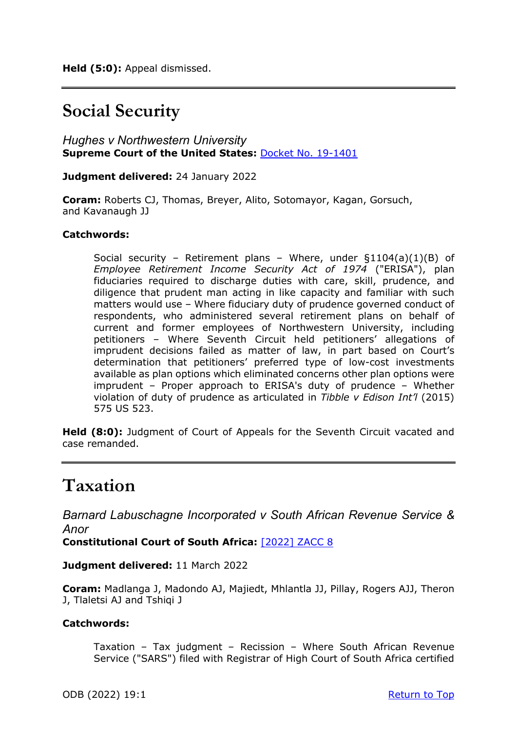**Held (5:0):** Appeal dismissed.

---

# Social Security

*Hughes v Northwestern University*
**Supreme Court of the United States:** [Docket No. 19-1401]

**Judgment delivered:** 24 January 2022

**Coram:** Roberts CJ, Thomas, Breyer, Alito, Sotomayor, Kagan, Gorsuch, and Kavanaugh JJ

**Catchwords:**

> Social security – Retirement plans – Where, under §1104(a)(1)(B) of *Employee Retirement Income Security Act of 1974* ("ERISA"), plan fiduciaries required to discharge duties with care, skill, prudence, and diligence that prudent man acting in like capacity and familiar with such matters would use – Where fiduciary duty of prudence governed conduct of respondents, who administered several retirement plans on behalf of current and former employees of Northwestern University, including petitioners – Where Seventh Circuit held petitioners' allegations of imprudent decisions failed as matter of law, in part based on Court's determination that petitioners' preferred type of low-cost investments available as plan options which eliminated concerns other plan options were imprudent – Proper approach to ERISA's duty of prudence – Whether violation of duty of prudence as articulated in *Tibble v Edison Int'l* (2015) 575 US 523.

**Held (8:0):** Judgment of Court of Appeals for the Seventh Circuit vacated and case remanded.

---

# Taxation

*Barnard Labuschagne Incorporated v South African Revenue Service & Anor*
**Constitutional Court of South Africa:** [[2022] ZACC 8]

**Judgment delivered:** 11 March 2022

**Coram:** Madlanga J, Madondo AJ, Majiedt, Mhlantla JJ, Pillay, Rogers AJJ, Theron J, Tlaletsi AJ and Tshiqi J

**Catchwords:**

> Taxation – Tax judgment – Recission – Where South African Revenue Service ("SARS") filed with Registrar of High Court of South Africa certified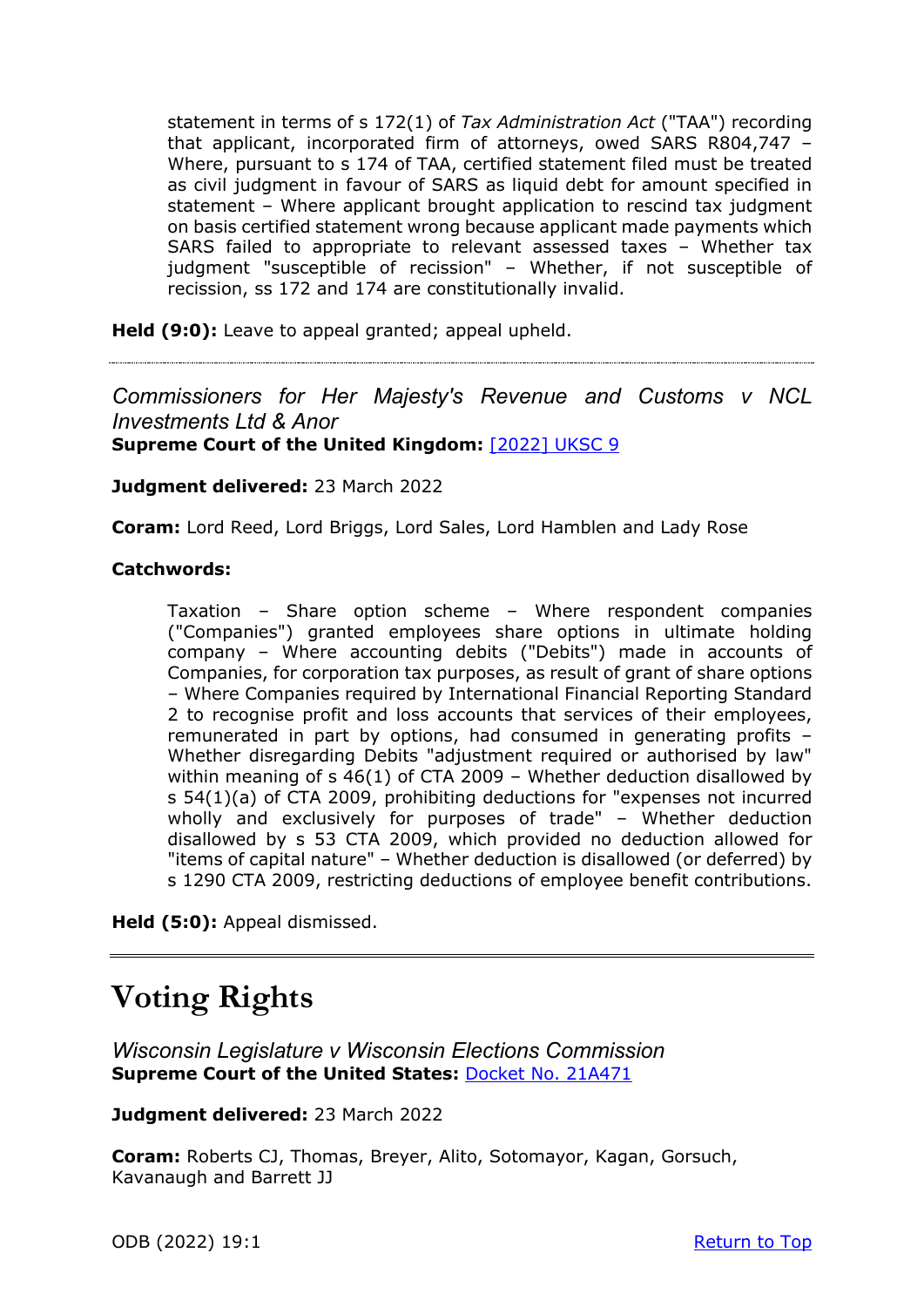> statement in terms of s 172(1) of *Tax Administration Act* ("TAA") recording that applicant, incorporated firm of attorneys, owed SARS R804,747 – Where, pursuant to s 174 of TAA, certified statement filed must be treated as civil judgment in favour of SARS as liquid debt for amount specified in statement – Where applicant brought application to rescind tax judgment on basis certified statement wrong because applicant made payments which SARS failed to appropriate to relevant assessed taxes – Whether tax judgment "susceptible of recission" – Whether, if not susceptible of recission, ss 172 and 174 are constitutionally invalid.

**Held (9:0):** Leave to appeal granted; appeal upheld.

---

*Commissioners for Her Majesty's Revenue and Customs v NCL Investments Ltd & Anor*
**Supreme Court of the United Kingdom:** [2022] UKSC 9

**Judgment delivered:** 23 March 2022

**Coram:** Lord Reed, Lord Briggs, Lord Sales, Lord Hamblen and Lady Rose

**Catchwords:**

> Taxation – Share option scheme – Where respondent companies ("Companies") granted employees share options in ultimate holding company – Where accounting debits ("Debits") made in accounts of Companies, for corporation tax purposes, as result of grant of share options – Where Companies required by International Financial Reporting Standard 2 to recognise profit and loss accounts that services of their employees, remunerated in part by options, had consumed in generating profits – Whether disregarding Debits "adjustment required or authorised by law" within meaning of s 46(1) of CTA 2009 – Whether deduction disallowed by s 54(1)(a) of CTA 2009, prohibiting deductions for "expenses not incurred wholly and exclusively for purposes of trade" – Whether deduction disallowed by s 53 CTA 2009, which provided no deduction allowed for "items of capital nature" – Whether deduction is disallowed (or deferred) by s 1290 CTA 2009, restricting deductions of employee benefit contributions.

**Held (5:0):** Appeal dismissed.

---

# Voting Rights

*Wisconsin Legislature v Wisconsin Elections Commission*
**Supreme Court of the United States:** Docket No. 21A471

**Judgment delivered:** 23 March 2022

**Coram:** Roberts CJ, Thomas, Breyer, Alito, Sotomayor, Kagan, Gorsuch, Kavanaugh and Barrett JJ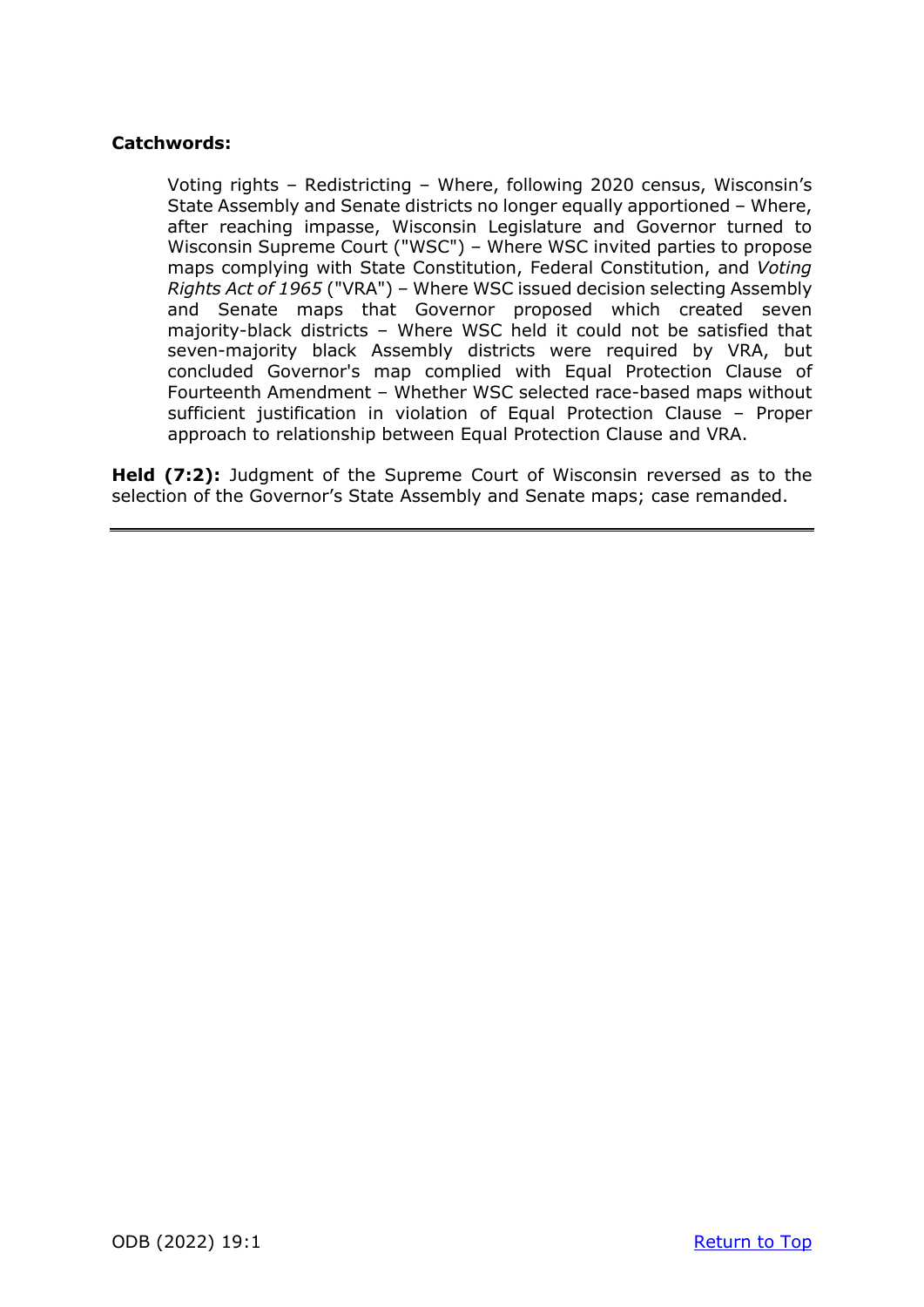**Catchwords:**

> Voting rights – Redistricting – Where, following 2020 census, Wisconsin's State Assembly and Senate districts no longer equally apportioned – Where, after reaching impasse, Wisconsin Legislature and Governor turned to Wisconsin Supreme Court ("WSC") – Where WSC invited parties to propose maps complying with State Constitution, Federal Constitution, and *Voting Rights Act of 1965* ("VRA") – Where WSC issued decision selecting Assembly and Senate maps that Governor proposed which created seven majority-black districts – Where WSC held it could not be satisfied that seven-majority black Assembly districts were required by VRA, but concluded Governor's map complied with Equal Protection Clause of Fourteenth Amendment – Whether WSC selected race-based maps without sufficient justification in violation of Equal Protection Clause – Proper approach to relationship between Equal Protection Clause and VRA.

**Held (7:2):** Judgment of the Supreme Court of Wisconsin reversed as to the selection of the Governor's State Assembly and Senate maps; case remanded.

---